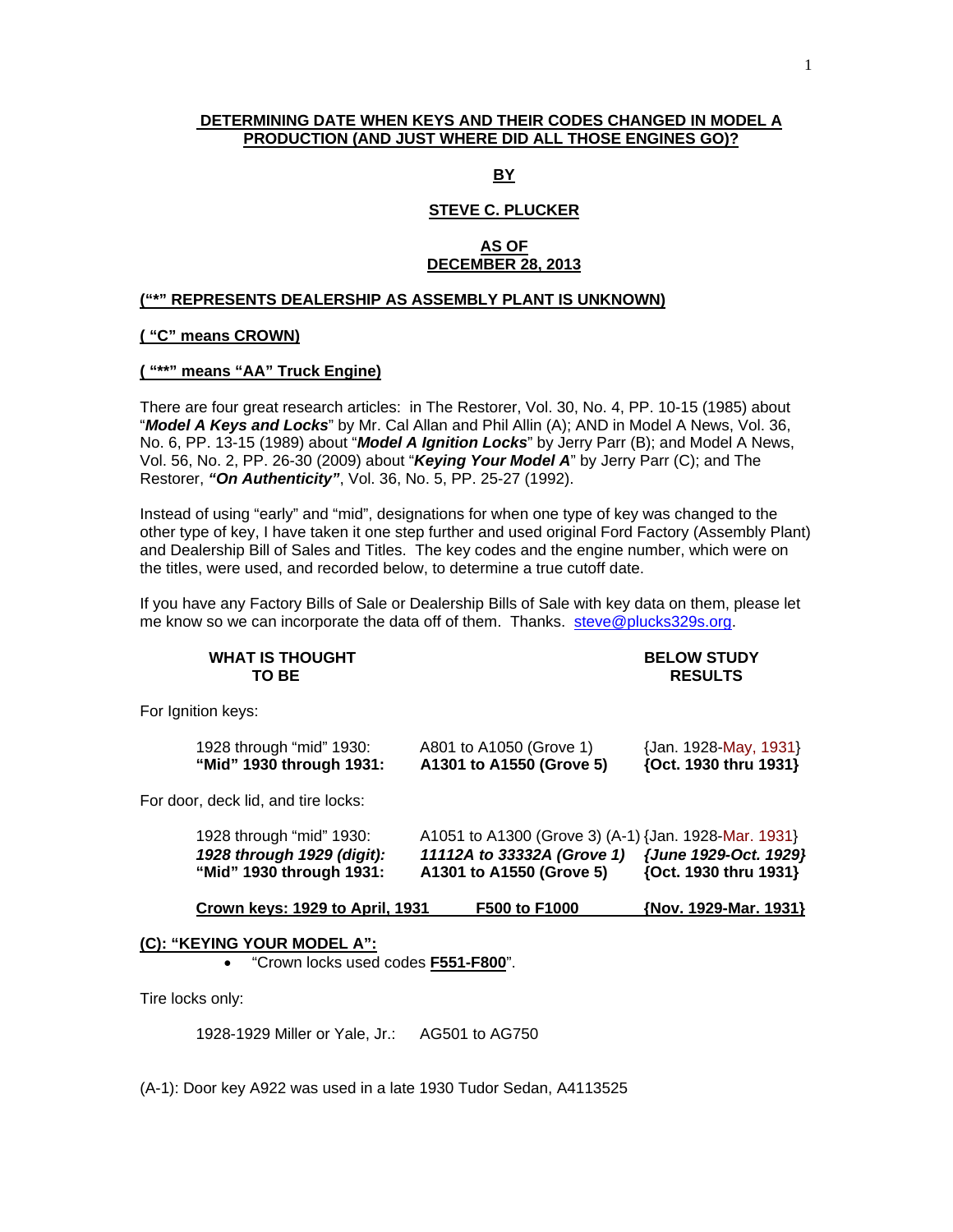**DETERMINING DATE WHEN KEYS AND THEIR CODES CHANGED IN MODEL A PRODUCTION (AND JUST WHERE DID ALL THOSE ENGINES GO)?**

**BY**

**STEVE C. PLUCKER**

**AS OF**
**DECEMBER 28, 2013**

**(“*” REPRESENTS DEALERSHIP AS ASSEMBLY PLANT IS UNKNOWN)**

**( “C” means CROWN)**

**( “**” means “AA” Truck Engine)**

There are four great research articles: in The Restorer, Vol. 30, No. 4, PP. 10-15 (1985) about “***Model A Keys and Locks***” by Mr. Cal Allan and Phil Allin (A); AND in Model A News, Vol. 36, No. 6, PP. 13-15 (1989) about “***Model A Ignition Locks***” by Jerry Parr (B); and Model A News, Vol. 56, No. 2, PP. 26-30 (2009) about “***Keying Your Model A***” by Jerry Parr (C); and The Restorer, ***“On Authenticity”***, Vol. 36, No. 5, PP. 25-27 (1992).

Instead of using “early” and “mid”, designations for when one type of key was changed to the other type of key, I have taken it one step further and used original Ford Factory (Assembly Plant) and Dealership Bill of Sales and Titles. The key codes and the engine number, which were on the titles, were used, and recorded below, to determine a true cutoff date.

If you have any Factory Bills of Sale or Dealership Bills of Sale with key data on them, please let me know so we can incorporate the data off of them. Thanks. steve@plucks329s.org.

| **WHAT IS THOUGHT TO BE** | | **BELOW STUDY RESULTS** |
|---|---|---|
| For Ignition keys: | | |
| 1928 through “mid” 1930: | A801 to A1050 (Grove 1) | {Jan. 1928-May, 1931} |
| **“Mid” 1930 through 1931:** | **A1301 to A1550 (Grove 5)** | **{Oct. 1930 thru 1931}** |
| For door, deck lid, and tire locks: | | |
| 1928 through “mid” 1930: | A1051 to A1300 (Grove 3) (A-1) | {Jan. 1928-Mar. 1931} |
| ***1928 through 1929 (digit):*** | ***11112A to 33332A (Grove 1)*** | ***{June 1929-Oct. 1929}*** |
| **“Mid” 1930 through 1931:** | **A1301 to A1550 (Grove 5)** | **{Oct. 1930 thru 1931}** |
| **Crown keys: 1929 to April, 1931** | **F500 to F1000** | **{Nov. 1929-Mar. 1931}** |

**(C): “KEYING YOUR MODEL A”:**

- “Crown locks used codes **F551-F800**”.

Tire locks only:

1928-1929 Miller or Yale, Jr.: AG501 to AG750

(A-1): Door key A922 was used in a late 1930 Tudor Sedan, A4113525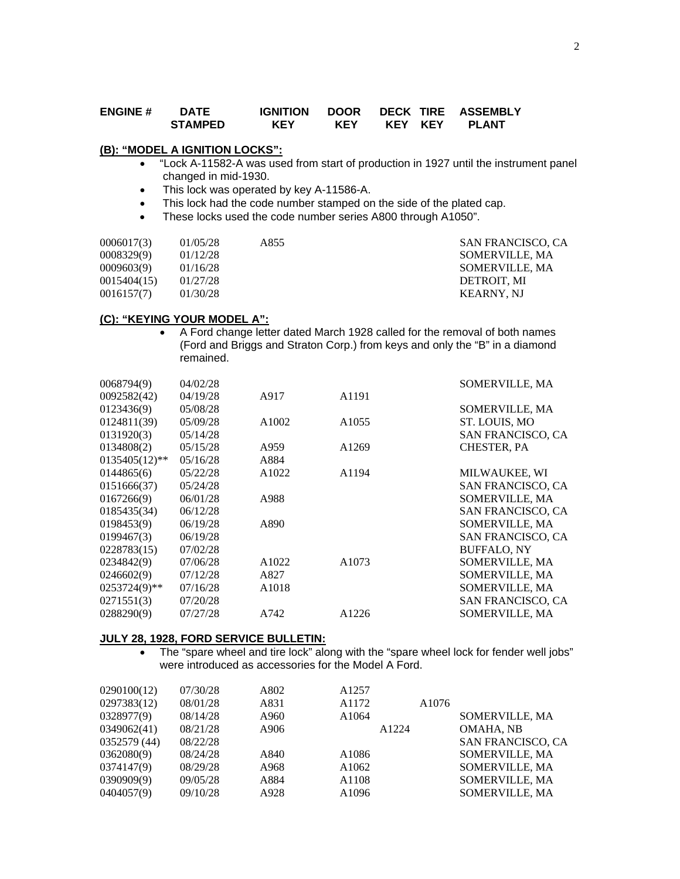| ENGINE # | DATE STAMPED | IGNITION KEY | DOOR KEY | DECK KEY | TIRE KEY | ASSEMBLY PLANT |
|---|---|---|---|---|---|---|

**(B): "MODEL A IGNITION LOCKS":**

- "Lock A-11582-A was used from start of production in 1927 until the instrument panel changed in mid-1930.
- This lock was operated by key A-11586-A.
- This lock had the code number stamped on the side of the plated cap.
- These locks used the code number series A800 through A1050".

| ENGINE # | DATE STAMPED | IGNITION KEY | DOOR KEY | DECK KEY | TIRE KEY | ASSEMBLY PLANT |
|---|---|---|---|---|---|---|
| 0006017(3) | 01/05/28 | A855 | | | | SAN FRANCISCO, CA |
| 0008329(9) | 01/12/28 | | | | | SOMERVILLE, MA |
| 0009603(9) | 01/16/28 | | | | | SOMERVILLE, MA |
| 0015404(15) | 01/27/28 | | | | | DETROIT, MI |
| 0016157(7) | 01/30/28 | | | | | KEARNY, NJ |

**(C): "KEYING YOUR MODEL A":**

- A Ford change letter dated March 1928 called for the removal of both names (Ford and Briggs and Straton Corp.) from keys and only the "B" in a diamond remained.

| ENGINE # | DATE STAMPED | IGNITION KEY | DOOR KEY | DECK KEY | TIRE KEY | ASSEMBLY PLANT |
|---|---|---|---|---|---|---|
| 0068794(9) | 04/02/28 | | | | | SOMERVILLE, MA |
| 0092582(42) | 04/19/28 | A917 | A1191 | | | |
| 0123436(9) | 05/08/28 | | | | | SOMERVILLE, MA |
| 0124811(39) | 05/09/28 | A1002 | A1055 | | | ST. LOUIS, MO |
| 0131920(3) | 05/14/28 | | | | | SAN FRANCISCO, CA |
| 0134808(2) | 05/15/28 | A959 | A1269 | | | CHESTER, PA |
| 0135405(12)** | 05/16/28 | A884 | | | | |
| 0144865(6) | 05/22/28 | A1022 | A1194 | | | MILWAUKEE, WI |
| 0151666(37) | 05/24/28 | | | | | SAN FRANCISCO, CA |
| 0167266(9) | 06/01/28 | A988 | | | | SOMERVILLE, MA |
| 0185435(34) | 06/12/28 | | | | | SAN FRANCISCO, CA |
| 0198453(9) | 06/19/28 | A890 | | | | SOMERVILLE, MA |
| 0199467(3) | 06/19/28 | | | | | SAN FRANCISCO, CA |
| 0228783(15) | 07/02/28 | | | | | BUFFALO, NY |
| 0234842(9) | 07/06/28 | A1022 | A1073 | | | SOMERVILLE, MA |
| 0246602(9) | 07/12/28 | A827 | | | | SOMERVILLE, MA |
| 0253724(9)** | 07/16/28 | A1018 | | | | SOMERVILLE, MA |
| 0271551(3) | 07/20/28 | | | | | SAN FRANCISCO, CA |
| 0288290(9) | 07/27/28 | A742 | A1226 | | | SOMERVILLE, MA |

**JULY 28, 1928, FORD SERVICE BULLETIN:**

- The "spare wheel and tire lock" along with the "spare wheel lock for fender well jobs" were introduced as accessories for the Model A Ford.

| ENGINE # | DATE STAMPED | IGNITION KEY | DOOR KEY | DECK KEY | TIRE KEY | ASSEMBLY PLANT |
|---|---|---|---|---|---|---|
| 0290100(12) | 07/30/28 | A802 | A1257 | | | |
| 0297383(12) | 08/01/28 | A831 | A1172 | | A1076 | |
| 0328977(9) | 08/14/28 | A960 | A1064 | | | SOMERVILLE, MA |
| 0349062(41) | 08/21/28 | A906 | | A1224 | | OMAHA, NB |
| 0352579 (44) | 08/22/28 | | | | | SAN FRANCISCO, CA |
| 0362080(9) | 08/24/28 | A840 | A1086 | | | SOMERVILLE, MA |
| 0374147(9) | 08/29/28 | A968 | A1062 | | | SOMERVILLE, MA |
| 0390909(9) | 09/05/28 | A884 | A1108 | | | SOMERVILLE, MA |
| 0404057(9) | 09/10/28 | A928 | A1096 | | | SOMERVILLE, MA |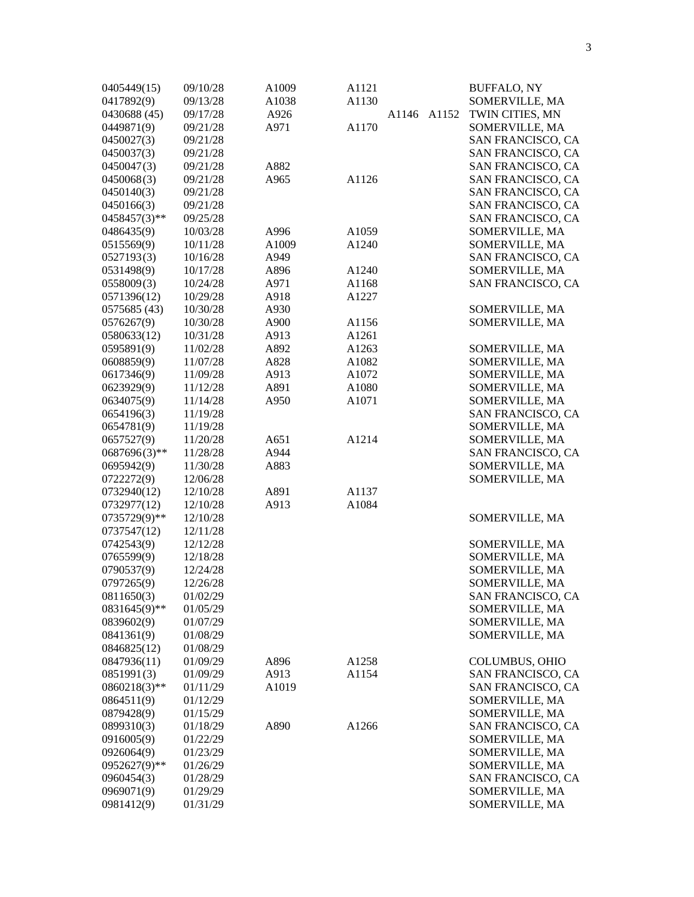| | | | | | | |
|---|---|---|---|---|---|---|
| 0405449(15) | 09/10/28 | A1009 | A1121 | | | BUFFALO, NY |
| 0417892(9) | 09/13/28 | A1038 | A1130 | | | SOMERVILLE, MA |
| 0430688 (45) | 09/17/28 | A926 | | A1146 | A1152 | TWIN CITIES, MN |
| 0449871(9) | 09/21/28 | A971 | A1170 | | | SOMERVILLE, MA |
| 0450027(3) | 09/21/28 | | | | | SAN FRANCISCO, CA |
| 0450037(3) | 09/21/28 | | | | | SAN FRANCISCO, CA |
| 0450047(3) | 09/21/28 | A882 | | | | SAN FRANCISCO, CA |
| 0450068(3) | 09/21/28 | A965 | A1126 | | | SAN FRANCISCO, CA |
| 0450140(3) | 09/21/28 | | | | | SAN FRANCISCO, CA |
| 0450166(3) | 09/21/28 | | | | | SAN FRANCISCO, CA |
| 0458457(3)** | 09/25/28 | | | | | SAN FRANCISCO, CA |
| 0486435(9) | 10/03/28 | A996 | A1059 | | | SOMERVILLE, MA |
| 0515569(9) | 10/11/28 | A1009 | A1240 | | | SOMERVILLE, MA |
| 0527193(3) | 10/16/28 | A949 | | | | SAN FRANCISCO, CA |
| 0531498(9) | 10/17/28 | A896 | A1240 | | | SOMERVILLE, MA |
| 0558009(3) | 10/24/28 | A971 | A1168 | | | SAN FRANCISCO, CA |
| 0571396(12) | 10/29/28 | A918 | A1227 | | | |
| 0575685 (43) | 10/30/28 | A930 | | | | SOMERVILLE, MA |
| 0576267(9) | 10/30/28 | A900 | A1156 | | | SOMERVILLE, MA |
| 0580633(12) | 10/31/28 | A913 | A1261 | | | |
| 0595891(9) | 11/02/28 | A892 | A1263 | | | SOMERVILLE, MA |
| 0608859(9) | 11/07/28 | A828 | A1082 | | | SOMERVILLE, MA |
| 0617346(9) | 11/09/28 | A913 | A1072 | | | SOMERVILLE, MA |
| 0623929(9) | 11/12/28 | A891 | A1080 | | | SOMERVILLE, MA |
| 0634075(9) | 11/14/28 | A950 | A1071 | | | SOMERVILLE, MA |
| 0654196(3) | 11/19/28 | | | | | SAN FRANCISCO, CA |
| 0654781(9) | 11/19/28 | | | | | SOMERVILLE, MA |
| 0657527(9) | 11/20/28 | A651 | A1214 | | | SOMERVILLE, MA |
| 0687696(3)** | 11/28/28 | A944 | | | | SAN FRANCISCO, CA |
| 0695942(9) | 11/30/28 | A883 | | | | SOMERVILLE, MA |
| 0722272(9) | 12/06/28 | | | | | SOMERVILLE, MA |
| 0732940(12) | 12/10/28 | A891 | A1137 | | | |
| 0732977(12) | 12/10/28 | A913 | A1084 | | | |
| 0735729(9)** | 12/10/28 | | | | | SOMERVILLE, MA |
| 0737547(12) | 12/11/28 | | | | | |
| 0742543(9) | 12/12/28 | | | | | SOMERVILLE, MA |
| 0765599(9) | 12/18/28 | | | | | SOMERVILLE, MA |
| 0790537(9) | 12/24/28 | | | | | SOMERVILLE, MA |
| 0797265(9) | 12/26/28 | | | | | SOMERVILLE, MA |
| 0811650(3) | 01/02/29 | | | | | SAN FRANCISCO, CA |
| 0831645(9)** | 01/05/29 | | | | | SOMERVILLE, MA |
| 0839602(9) | 01/07/29 | | | | | SOMERVILLE, MA |
| 0841361(9) | 01/08/29 | | | | | SOMERVILLE, MA |
| 0846825(12) | 01/08/29 | | | | | |
| 0847936(11) | 01/09/29 | A896 | A1258 | | | COLUMBUS, OHIO |
| 0851991(3) | 01/09/29 | A913 | A1154 | | | SAN FRANCISCO, CA |
| 0860218(3)** | 01/11/29 | A1019 | | | | SAN FRANCISCO, CA |
| 0864511(9) | 01/12/29 | | | | | SOMERVILLE, MA |
| 0879428(9) | 01/15/29 | | | | | SOMERVILLE, MA |
| 0899310(3) | 01/18/29 | A890 | A1266 | | | SAN FRANCISCO, CA |
| 0916005(9) | 01/22/29 | | | | | SOMERVILLE, MA |
| 0926064(9) | 01/23/29 | | | | | SOMERVILLE, MA |
| 0952627(9)** | 01/26/29 | | | | | SOMERVILLE, MA |
| 0960454(3) | 01/28/29 | | | | | SAN FRANCISCO, CA |
| 0969071(9) | 01/29/29 | | | | | SOMERVILLE, MA |
| 0981412(9) | 01/31/29 | | | | | SOMERVILLE, MA |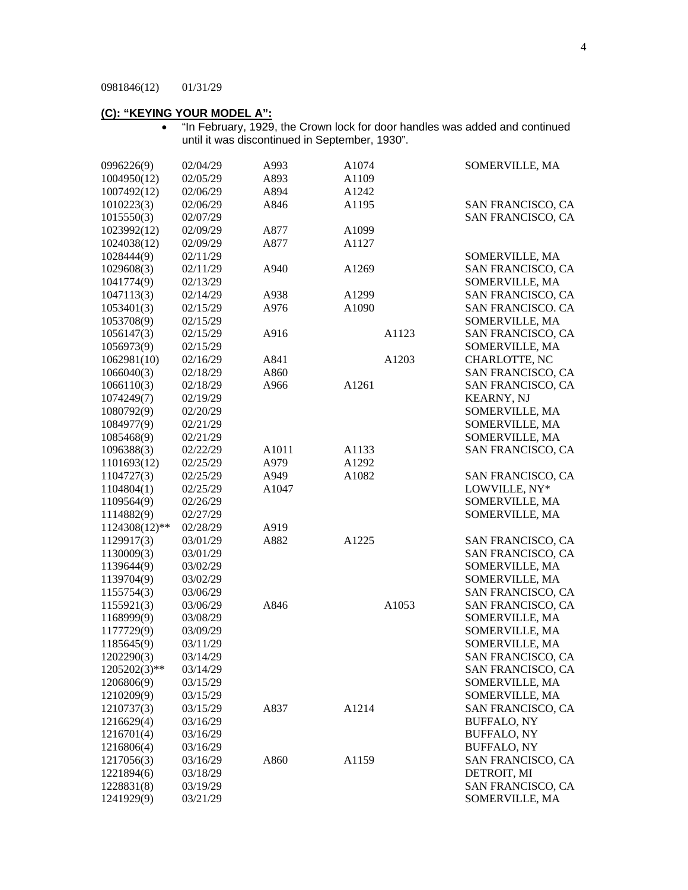0981846(12) 01/31/29

**(C): "KEYING YOUR MODEL A":**

- "In February, 1929, the Crown lock for door handles was added and continued until it was discontinued in September, 1930".

| | | | | | |
|---|---|---|---|---|---|
| 0996226(9) | 02/04/29 | A993 | A1074 | | SOMERVILLE, MA |
| 1004950(12) | 02/05/29 | A893 | A1109 | | |
| 1007492(12) | 02/06/29 | A894 | A1242 | | |
| 1010223(3) | 02/06/29 | A846 | A1195 | | SAN FRANCISCO, CA |
| 1015550(3) | 02/07/29 | | | | SAN FRANCISCO, CA |
| 1023992(12) | 02/09/29 | A877 | A1099 | | |
| 1024038(12) | 02/09/29 | A877 | A1127 | | |
| 1028444(9) | 02/11/29 | | | | SOMERVILLE, MA |
| 1029608(3) | 02/11/29 | A940 | A1269 | | SAN FRANCISCO, CA |
| 1041774(9) | 02/13/29 | | | | SOMERVILLE, MA |
| 1047113(3) | 02/14/29 | A938 | A1299 | | SAN FRANCISCO, CA |
| 1053401(3) | 02/15/29 | A976 | A1090 | | SAN FRANCISCO. CA |
| 1053708(9) | 02/15/29 | | | | SOMERVILLE, MA |
| 1056147(3) | 02/15/29 | A916 | | A1123 | SAN FRANCISCO, CA |
| 1056973(9) | 02/15/29 | | | | SOMERVILLE, MA |
| 1062981(10) | 02/16/29 | A841 | | A1203 | CHARLOTTE, NC |
| 1066040(3) | 02/18/29 | A860 | | | SAN FRANCISCO, CA |
| 1066110(3) | 02/18/29 | A966 | A1261 | | SAN FRANCISCO, CA |
| 1074249(7) | 02/19/29 | | | | KEARNY, NJ |
| 1080792(9) | 02/20/29 | | | | SOMERVILLE, MA |
| 1084977(9) | 02/21/29 | | | | SOMERVILLE, MA |
| 1085468(9) | 02/21/29 | | | | SOMERVILLE, MA |
| 1096388(3) | 02/22/29 | A1011 | A1133 | | SAN FRANCISCO, CA |
| 1101693(12) | 02/25/29 | A979 | A1292 | | |
| 1104727(3) | 02/25/29 | A949 | A1082 | | SAN FRANCISCO, CA |
| 1104804(1) | 02/25/29 | A1047 | | | LOWVILLE, NY* |
| 1109564(9) | 02/26/29 | | | | SOMERVILLE, MA |
| 1114882(9) | 02/27/29 | | | | SOMERVILLE, MA |
| 1124308(12)** | 02/28/29 | A919 | | | |
| 1129917(3) | 03/01/29 | A882 | A1225 | | SAN FRANCISCO, CA |
| 1130009(3) | 03/01/29 | | | | SAN FRANCISCO, CA |
| 1139644(9) | 03/02/29 | | | | SOMERVILLE, MA |
| 1139704(9) | 03/02/29 | | | | SOMERVILLE, MA |
| 1155754(3) | 03/06/29 | | | | SAN FRANCISCO, CA |
| 1155921(3) | 03/06/29 | A846 | | A1053 | SAN FRANCISCO, CA |
| 1168999(9) | 03/08/29 | | | | SOMERVILLE, MA |
| 1177729(9) | 03/09/29 | | | | SOMERVILLE, MA |
| 1185645(9) | 03/11/29 | | | | SOMERVILLE, MA |
| 1202290(3) | 03/14/29 | | | | SAN FRANCISCO, CA |
| 1205202(3)** | 03/14/29 | | | | SAN FRANCISCO, CA |
| 1206806(9) | 03/15/29 | | | | SOMERVILLE, MA |
| 1210209(9) | 03/15/29 | | | | SOMERVILLE, MA |
| 1210737(3) | 03/15/29 | A837 | A1214 | | SAN FRANCISCO, CA |
| 1216629(4) | 03/16/29 | | | | BUFFALO, NY |
| 1216701(4) | 03/16/29 | | | | BUFFALO, NY |
| 1216806(4) | 03/16/29 | | | | BUFFALO, NY |
| 1217056(3) | 03/16/29 | A860 | A1159 | | SAN FRANCISCO, CA |
| 1221894(6) | 03/18/29 | | | | DETROIT, MI |
| 1228831(8) | 03/19/29 | | | | SAN FRANCISCO, CA |
| 1241929(9) | 03/21/29 | | | | SOMERVILLE, MA |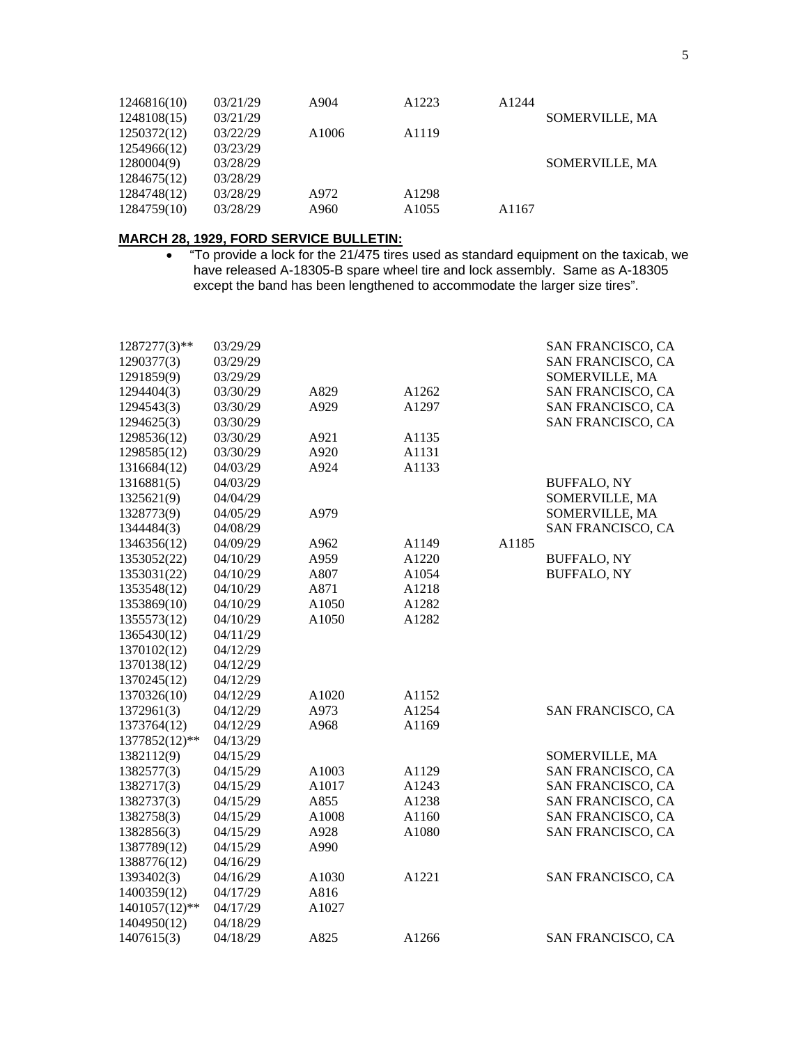| | | | | | |
|---|---|---|---|---|---|
| 1246816(10) | 03/21/29 | A904 | A1223 | A1244 | |
| 1248108(15) | 03/21/29 | | | | SOMERVILLE, MA |
| 1250372(12) | 03/22/29 | A1006 | A1119 | | |
| 1254966(12) | 03/23/29 | | | | |
| 1280004(9) | 03/28/29 | | | | SOMERVILLE, MA |
| 1284675(12) | 03/28/29 | | | | |
| 1284748(12) | 03/28/29 | A972 | A1298 | | |
| 1284759(10) | 03/28/29 | A960 | A1055 | A1167 | |

**MARCH 28, 1929, FORD SERVICE BULLETIN:**

- "To provide a lock for the 21/475 tires used as standard equipment on the taxicab, we have released A-18305-B spare wheel tire and lock assembly. Same as A-18305 except the band has been lengthened to accommodate the larger size tires".

| | | | | | |
|---|---|---|---|---|---|
| 1287277(3)** | 03/29/29 | | | | SAN FRANCISCO, CA |
| 1290377(3) | 03/29/29 | | | | SAN FRANCISCO, CA |
| 1291859(9) | 03/29/29 | | | | SOMERVILLE, MA |
| 1294404(3) | 03/30/29 | A829 | A1262 | | SAN FRANCISCO, CA |
| 1294543(3) | 03/30/29 | A929 | A1297 | | SAN FRANCISCO, CA |
| 1294625(3) | 03/30/29 | | | | SAN FRANCISCO, CA |
| 1298536(12) | 03/30/29 | A921 | A1135 | | |
| 1298585(12) | 03/30/29 | A920 | A1131 | | |
| 1316684(12) | 04/03/29 | A924 | A1133 | | |
| 1316881(5) | 04/03/29 | | | | BUFFALO, NY |
| 1325621(9) | 04/04/29 | | | | SOMERVILLE, MA |
| 1328773(9) | 04/05/29 | A979 | | | SOMERVILLE, MA |
| 1344484(3) | 04/08/29 | | | | SAN FRANCISCO, CA |
| 1346356(12) | 04/09/29 | A962 | A1149 | A1185 | |
| 1353052(22) | 04/10/29 | A959 | A1220 | | BUFFALO, NY |
| 1353031(22) | 04/10/29 | A807 | A1054 | | BUFFALO, NY |
| 1353548(12) | 04/10/29 | A871 | A1218 | | |
| 1353869(10) | 04/10/29 | A1050 | A1282 | | |
| 1355573(12) | 04/10/29 | A1050 | A1282 | | |
| 1365430(12) | 04/11/29 | | | | |
| 1370102(12) | 04/12/29 | | | | |
| 1370138(12) | 04/12/29 | | | | |
| 1370245(12) | 04/12/29 | | | | |
| 1370326(10) | 04/12/29 | A1020 | A1152 | | |
| 1372961(3) | 04/12/29 | A973 | A1254 | | SAN FRANCISCO, CA |
| 1373764(12) | 04/12/29 | A968 | A1169 | | |
| 1377852(12)** | 04/13/29 | | | | |
| 1382112(9) | 04/15/29 | | | | SOMERVILLE, MA |
| 1382577(3) | 04/15/29 | A1003 | A1129 | | SAN FRANCISCO, CA |
| 1382717(3) | 04/15/29 | A1017 | A1243 | | SAN FRANCISCO, CA |
| 1382737(3) | 04/15/29 | A855 | A1238 | | SAN FRANCISCO, CA |
| 1382758(3) | 04/15/29 | A1008 | A1160 | | SAN FRANCISCO, CA |
| 1382856(3) | 04/15/29 | A928 | A1080 | | SAN FRANCISCO, CA |
| 1387789(12) | 04/15/29 | A990 | | | |
| 1388776(12) | 04/16/29 | | | | |
| 1393402(3) | 04/16/29 | A1030 | A1221 | | SAN FRANCISCO, CA |
| 1400359(12) | 04/17/29 | A816 | | | |
| 1401057(12)** | 04/17/29 | A1027 | | | |
| 1404950(12) | 04/18/29 | | | | |
| 1407615(3) | 04/18/29 | A825 | A1266 | | SAN FRANCISCO, CA |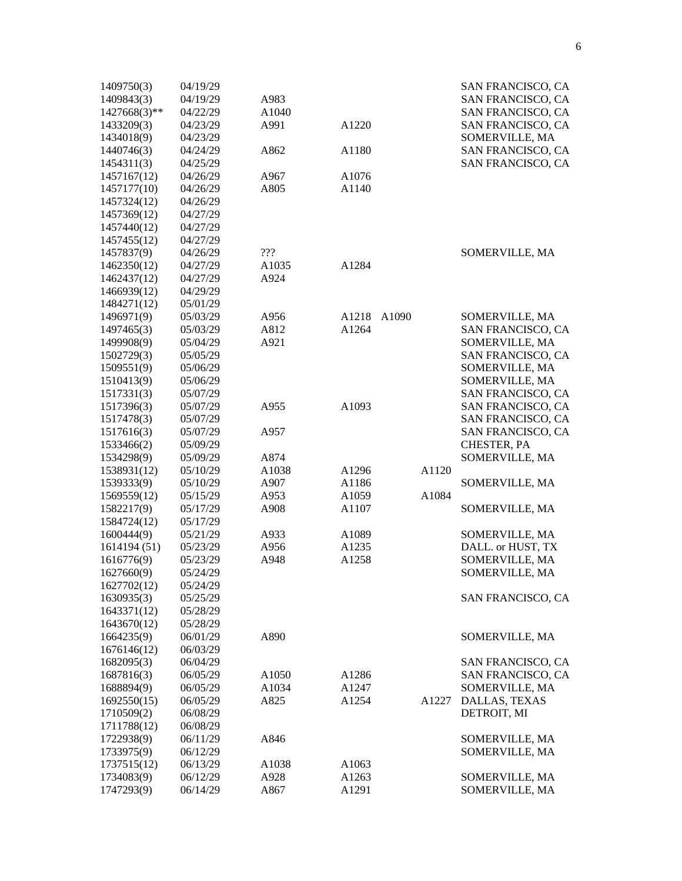| | | | | | | |
|---|---|---|---|---|---|---|
| 1409750(3) | 04/19/29 | | | | | SAN FRANCISCO, CA |
| 1409843(3) | 04/19/29 | A983 | | | | SAN FRANCISCO, CA |
| 1427668(3)** | 04/22/29 | A1040 | | | | SAN FRANCISCO, CA |
| 1433209(3) | 04/23/29 | A991 | A1220 | | | SAN FRANCISCO, CA |
| 1434018(9) | 04/23/29 | | | | | SOMERVILLE, MA |
| 1440746(3) | 04/24/29 | A862 | A1180 | | | SAN FRANCISCO, CA |
| 1454311(3) | 04/25/29 | | | | | SAN FRANCISCO, CA |
| 1457167(12) | 04/26/29 | A967 | A1076 | | | |
| 1457177(10) | 04/26/29 | A805 | A1140 | | | |
| 1457324(12) | 04/26/29 | | | | | |
| 1457369(12) | 04/27/29 | | | | | |
| 1457440(12) | 04/27/29 | | | | | |
| 1457455(12) | 04/27/29 | | | | | |
| 1457837(9) | 04/26/29 | ??? | | | | SOMERVILLE, MA |
| 1462350(12) | 04/27/29 | A1035 | A1284 | | | |
| 1462437(12) | 04/27/29 | A924 | | | | |
| 1466939(12) | 04/29/29 | | | | | |
| 1484271(12) | 05/01/29 | | | | | |
| 1496971(9) | 05/03/29 | A956 | A1218 | A1090 | | SOMERVILLE, MA |
| 1497465(3) | 05/03/29 | A812 | A1264 | | | SAN FRANCISCO, CA |
| 1499908(9) | 05/04/29 | A921 | | | | SOMERVILLE, MA |
| 1502729(3) | 05/05/29 | | | | | SAN FRANCISCO, CA |
| 1509551(9) | 05/06/29 | | | | | SOMERVILLE, MA |
| 1510413(9) | 05/06/29 | | | | | SOMERVILLE, MA |
| 1517331(3) | 05/07/29 | | | | | SAN FRANCISCO, CA |
| 1517396(3) | 05/07/29 | A955 | A1093 | | | SAN FRANCISCO, CA |
| 1517478(3) | 05/07/29 | | | | | SAN FRANCISCO, CA |
| 1517616(3) | 05/07/29 | A957 | | | | SAN FRANCISCO, CA |
| 1533466(2) | 05/09/29 | | | | | CHESTER, PA |
| 1534298(9) | 05/09/29 | A874 | | | | SOMERVILLE, MA |
| 1538931(12) | 05/10/29 | A1038 | A1296 | | A1120 | |
| 1539333(9) | 05/10/29 | A907 | A1186 | | | SOMERVILLE, MA |
| 1569559(12) | 05/15/29 | A953 | A1059 | | A1084 | |
| 1582217(9) | 05/17/29 | A908 | A1107 | | | SOMERVILLE, MA |
| 1584724(12) | 05/17/29 | | | | | |
| 1600444(9) | 05/21/29 | A933 | A1089 | | | SOMERVILLE, MA |
| 1614194 (51) | 05/23/29 | A956 | A1235 | | | DALL. or HUST, TX |
| 1616776(9) | 05/23/29 | A948 | A1258 | | | SOMERVILLE, MA |
| 1627660(9) | 05/24/29 | | | | | SOMERVILLE, MA |
| 1627702(12) | 05/24/29 | | | | | |
| 1630935(3) | 05/25/29 | | | | | SAN FRANCISCO, CA |
| 1643371(12) | 05/28/29 | | | | | |
| 1643670(12) | 05/28/29 | | | | | |
| 1664235(9) | 06/01/29 | A890 | | | | SOMERVILLE, MA |
| 1676146(12) | 06/03/29 | | | | | |
| 1682095(3) | 06/04/29 | | | | | SAN FRANCISCO, CA |
| 1687816(3) | 06/05/29 | A1050 | A1286 | | | SAN FRANCISCO, CA |
| 1688894(9) | 06/05/29 | A1034 | A1247 | | | SOMERVILLE, MA |
| 1692550(15) | 06/05/29 | A825 | A1254 | | A1227 | DALLAS, TEXAS |
| 1710509(2) | 06/08/29 | | | | | DETROIT, MI |
| 1711788(12) | 06/08/29 | | | | | |
| 1722938(9) | 06/11/29 | A846 | | | | SOMERVILLE, MA |
| 1733975(9) | 06/12/29 | | | | | SOMERVILLE, MA |
| 1737515(12) | 06/13/29 | A1038 | A1063 | | | |
| 1734083(9) | 06/12/29 | A928 | A1263 | | | SOMERVILLE, MA |
| 1747293(9) | 06/14/29 | A867 | A1291 | | | SOMERVILLE, MA |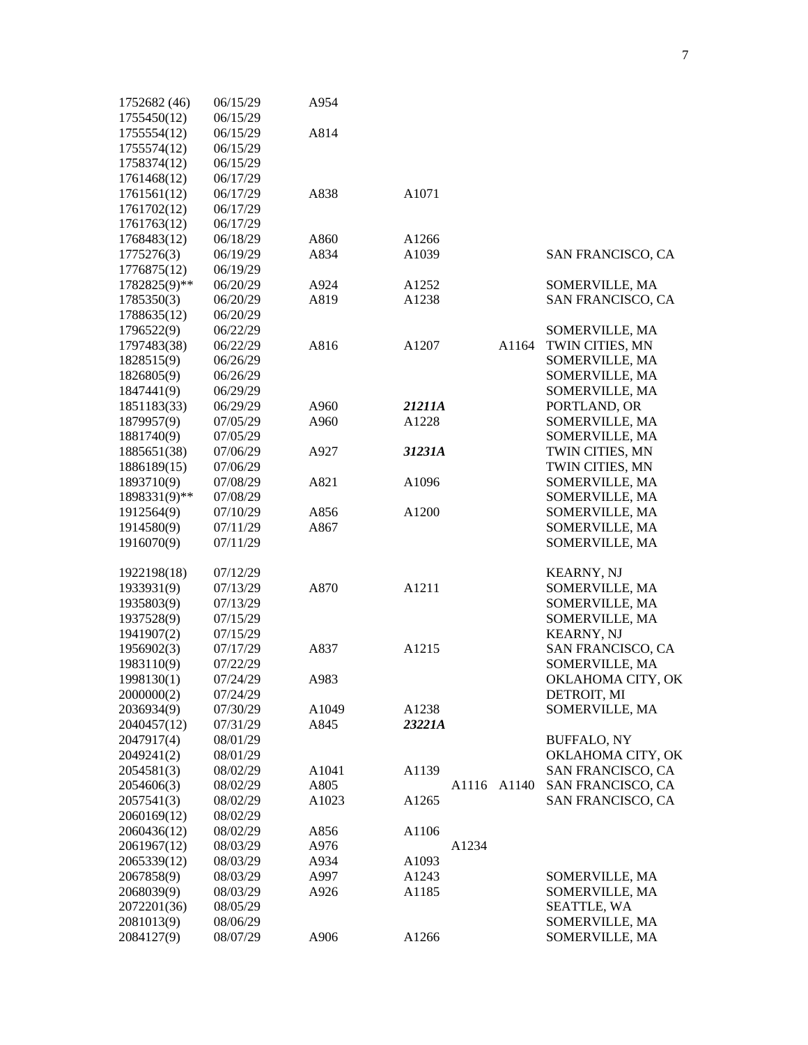| | | | | | | |
|---|---|---|---|---|---|---|
| 1752682 (46) | 06/15/29 | A954 | | | | |
| 1755450(12) | 06/15/29 | | | | | |
| 1755554(12) | 06/15/29 | A814 | | | | |
| 1755574(12) | 06/15/29 | | | | | |
| 1758374(12) | 06/15/29 | | | | | |
| 1761468(12) | 06/17/29 | | | | | |
| 1761561(12) | 06/17/29 | A838 | A1071 | | | |
| 1761702(12) | 06/17/29 | | | | | |
| 1761763(12) | 06/17/29 | | | | | |
| 1768483(12) | 06/18/29 | A860 | A1266 | | | |
| 1775276(3) | 06/19/29 | A834 | A1039 | | | SAN FRANCISCO, CA |
| 1776875(12) | 06/19/29 | | | | | |
| 1782825(9)** | 06/20/29 | A924 | A1252 | | | SOMERVILLE, MA |
| 1785350(3) | 06/20/29 | A819 | A1238 | | | SAN FRANCISCO, CA |
| 1788635(12) | 06/20/29 | | | | | |
| 1796522(9) | 06/22/29 | | | | | SOMERVILLE, MA |
| 1797483(38) | 06/22/29 | A816 | A1207 | | A1164 | TWIN CITIES, MN |
| 1828515(9) | 06/26/29 | | | | | SOMERVILLE, MA |
| 1826805(9) | 06/26/29 | | | | | SOMERVILLE, MA |
| 1847441(9) | 06/29/29 | | | | | SOMERVILLE, MA |
| 1851183(33) | 06/29/29 | A960 | ***21211A*** | | | PORTLAND, OR |
| 1879957(9) | 07/05/29 | A960 | A1228 | | | SOMERVILLE, MA |
| 1881740(9) | 07/05/29 | | | | | SOMERVILLE, MA |
| 1885651(38) | 07/06/29 | A927 | ***31231A*** | | | TWIN CITIES, MN |
| 1886189(15) | 07/06/29 | | | | | TWIN CITIES, MN |
| 1893710(9) | 07/08/29 | A821 | A1096 | | | SOMERVILLE, MA |
| 1898331(9)** | 07/08/29 | | | | | SOMERVILLE, MA |
| 1912564(9) | 07/10/29 | A856 | A1200 | | | SOMERVILLE, MA |
| 1914580(9) | 07/11/29 | A867 | | | | SOMERVILLE, MA |
| 1916070(9) | 07/11/29 | | | | | SOMERVILLE, MA |
| 1922198(18) | 07/12/29 | | | | | KEARNY, NJ |
| 1933931(9) | 07/13/29 | A870 | A1211 | | | SOMERVILLE, MA |
| 1935803(9) | 07/13/29 | | | | | SOMERVILLE, MA |
| 1937528(9) | 07/15/29 | | | | | SOMERVILLE, MA |
| 1941907(2) | 07/15/29 | | | | | KEARNY, NJ |
| 1956902(3) | 07/17/29 | A837 | A1215 | | | SAN FRANCISCO, CA |
| 1983110(9) | 07/22/29 | | | | | SOMERVILLE, MA |
| 1998130(1) | 07/24/29 | A983 | | | | OKLAHOMA CITY, OK |
| 2000000(2) | 07/24/29 | | | | | DETROIT, MI |
| 2036934(9) | 07/30/29 | A1049 | A1238 | | | SOMERVILLE, MA |
| 2040457(12) | 07/31/29 | A845 | ***23221A*** | | | |
| 2047917(4) | 08/01/29 | | | | | BUFFALO, NY |
| 2049241(2) | 08/01/29 | | | | | OKLAHOMA CITY, OK |
| 2054581(3) | 08/02/29 | A1041 | A1139 | | | SAN FRANCISCO, CA |
| 2054606(3) | 08/02/29 | A805 | | A1116 | A1140 | SAN FRANCISCO, CA |
| 2057541(3) | 08/02/29 | A1023 | A1265 | | | SAN FRANCISCO, CA |
| 2060169(12) | 08/02/29 | | | | | |
| 2060436(12) | 08/02/29 | A856 | A1106 | | | |
| 2061967(12) | 08/03/29 | A976 | | A1234 | | |
| 2065339(12) | 08/03/29 | A934 | A1093 | | | |
| 2067858(9) | 08/03/29 | A997 | A1243 | | | SOMERVILLE, MA |
| 2068039(9) | 08/03/29 | A926 | A1185 | | | SOMERVILLE, MA |
| 2072201(36) | 08/05/29 | | | | | SEATTLE, WA |
| 2081013(9) | 08/06/29 | | | | | SOMERVILLE, MA |
| 2084127(9) | 08/07/29 | A906 | A1266 | | | SOMERVILLE, MA |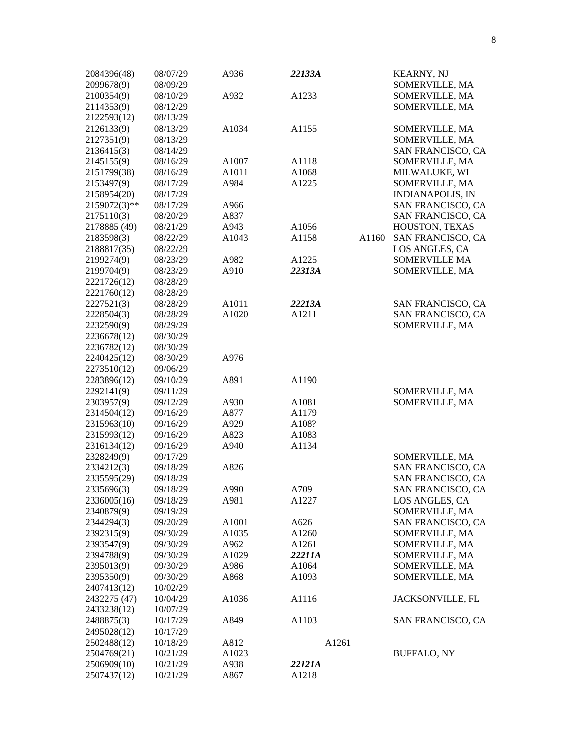| | | | | | |
|---|---|---|---|---|---|
| 2084396(48) | 08/07/29 | A936 | ***22133A*** | | KEARNY, NJ |
| 2099678(9) | 08/09/29 | | | | SOMERVILLE, MA |
| 2100354(9) | 08/10/29 | A932 | A1233 | | SOMERVILLE, MA |
| 2114353(9) | 08/12/29 | | | | SOMERVILLE, MA |
| 2122593(12) | 08/13/29 | | | | |
| 2126133(9) | 08/13/29 | A1034 | A1155 | | SOMERVILLE, MA |
| 2127351(9) | 08/13/29 | | | | SOMERVILLE, MA |
| 2136415(3) | 08/14/29 | | | | SAN FRANCISCO, CA |
| 2145155(9) | 08/16/29 | A1007 | A1118 | | SOMERVILLE, MA |
| 2151799(38) | 08/16/29 | A1011 | A1068 | | MILWALUKE, WI |
| 2153497(9) | 08/17/29 | A984 | A1225 | | SOMERVILLE, MA |
| 2158954(20) | 08/17/29 | | | | INDIANAPOLIS, IN |
| 2159072(3)** | 08/17/29 | A966 | | | SAN FRANCISCO, CA |
| 2175110(3) | 08/20/29 | A837 | | | SAN FRANCISCO, CA |
| 2178885 (49) | 08/21/29 | A943 | A1056 | | HOUSTON, TEXAS |
| 2183598(3) | 08/22/29 | A1043 | A1158 | A1160 | SAN FRANCISCO, CA |
| 2188817(35) | 08/22/29 | | | | LOS ANGLES, CA |
| 2199274(9) | 08/23/29 | A982 | A1225 | | SOMERVILLE MA |
| 2199704(9) | 08/23/29 | A910 | ***22313A*** | | SOMERVILLE, MA |
| 2221726(12) | 08/28/29 | | | | |
| 2221760(12) | 08/28/29 | | | | |
| 2227521(3) | 08/28/29 | A1011 | ***22213A*** | | SAN FRANCISCO, CA |
| 2228504(3) | 08/28/29 | A1020 | A1211 | | SAN FRANCISCO, CA |
| 2232590(9) | 08/29/29 | | | | SOMERVILLE, MA |
| 2236678(12) | 08/30/29 | | | | |
| 2236782(12) | 08/30/29 | | | | |
| 2240425(12) | 08/30/29 | A976 | | | |
| 2273510(12) | 09/06/29 | | | | |
| 2283896(12) | 09/10/29 | A891 | A1190 | | |
| 2292141(9) | 09/11/29 | | | | SOMERVILLE, MA |
| 2303957(9) | 09/12/29 | A930 | A1081 | | SOMERVILLE, MA |
| 2314504(12) | 09/16/29 | A877 | A1179 | | |
| 2315963(10) | 09/16/29 | A929 | A108? | | |
| 2315993(12) | 09/16/29 | A823 | A1083 | | |
| 2316134(12) | 09/16/29 | A940 | A1134 | | |
| 2328249(9) | 09/17/29 | | | | SOMERVILLE, MA |
| 2334212(3) | 09/18/29 | A826 | | | SAN FRANCISCO, CA |
| 2335595(29) | 09/18/29 | | | | SAN FRANCISCO, CA |
| 2335696(3) | 09/18/29 | A990 | A709 | | SAN FRANCISCO, CA |
| 2336005(16) | 09/18/29 | A981 | A1227 | | LOS ANGLES, CA |
| 2340879(9) | 09/19/29 | | | | SOMERVILLE, MA |
| 2344294(3) | 09/20/29 | A1001 | A626 | | SAN FRANCISCO, CA |
| 2392315(9) | 09/30/29 | A1035 | A1260 | | SOMERVILLE, MA |
| 2393547(9) | 09/30/29 | A962 | A1261 | | SOMERVILLE, MA |
| 2394788(9) | 09/30/29 | A1029 | ***22211A*** | | SOMERVILLE, MA |
| 2395013(9) | 09/30/29 | A986 | A1064 | | SOMERVILLE, MA |
| 2395350(9) | 09/30/29 | A868 | A1093 | | SOMERVILLE, MA |
| 2407413(12) | 10/02/29 | | | | |
| 2432275 (47) | 10/04/29 | A1036 | A1116 | | JACKSONVILLE, FL |
| 2433238(12) | 10/07/29 | | | | |
| 2488875(3) | 10/17/29 | A849 | A1103 | | SAN FRANCISCO, CA |
| 2495028(12) | 10/17/29 | | | | |
| 2502488(12) | 10/18/29 | A812 | A1261 | | |
| 2504769(21) | 10/21/29 | A1023 | | | BUFFALO, NY |
| 2506909(10) | 10/21/29 | A938 | ***22121A*** | | |
| 2507437(12) | 10/21/29 | A867 | A1218 | | |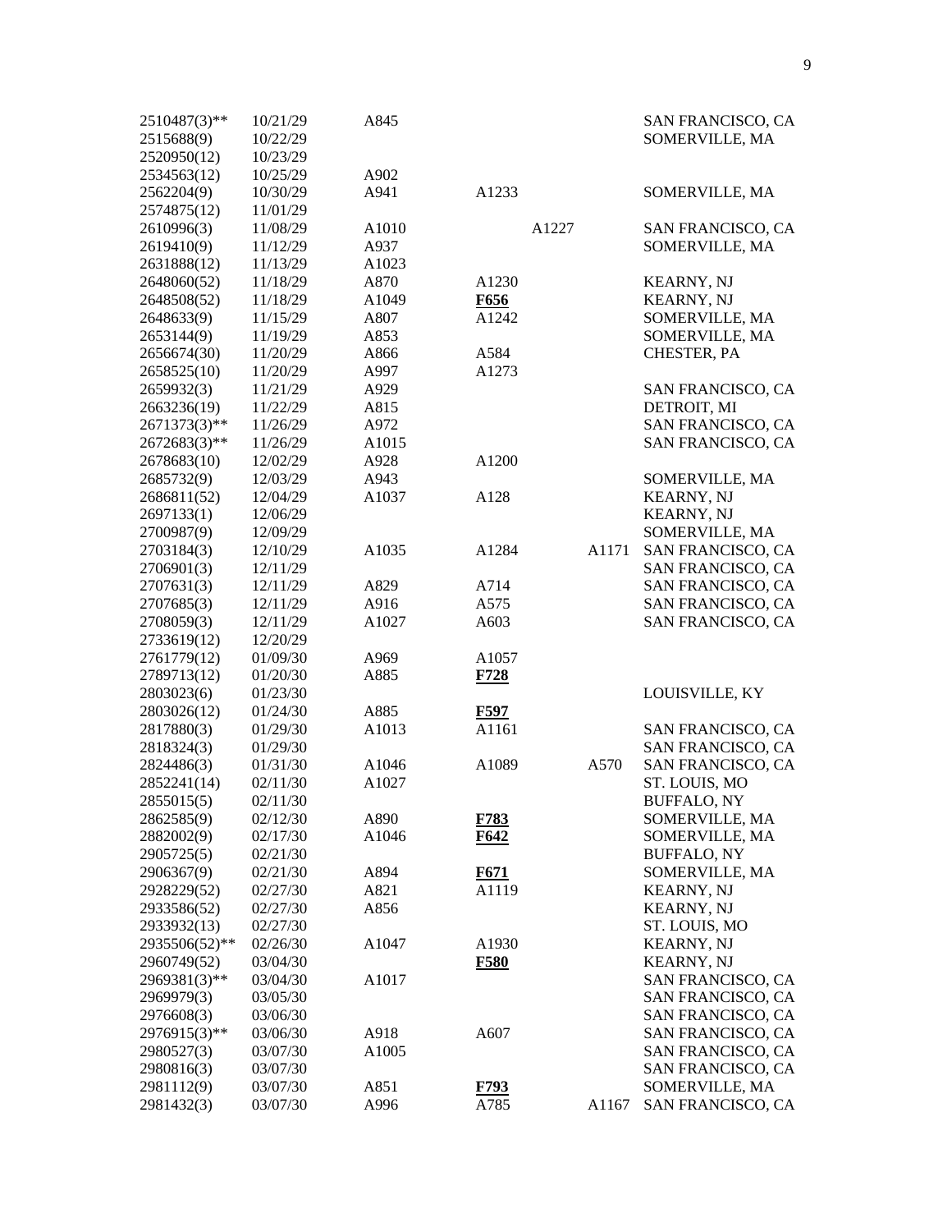| | | | | | | |
|---|---|---|---|---|---|---|
| 2510487(3)** | 10/21/29 | A845 | | | | SAN FRANCISCO, CA |
| 2515688(9) | 10/22/29 | | | | | SOMERVILLE, MA |
| 2520950(12) | 10/23/29 | | | | | |
| 2534563(12) | 10/25/29 | A902 | | | | |
| 2562204(9) | 10/30/29 | A941 | A1233 | | | SOMERVILLE, MA |
| 2574875(12) | 11/01/29 | | | | | |
| 2610996(3) | 11/08/29 | A1010 | | A1227 | | SAN FRANCISCO, CA |
| 2619410(9) | 11/12/29 | A937 | | | | SOMERVILLE, MA |
| 2631888(12) | 11/13/29 | A1023 | | | | |
| 2648060(52) | 11/18/29 | A870 | A1230 | | | KEARNY, NJ |
| 2648508(52) | 11/18/29 | A1049 | **F656** | | | KEARNY, NJ |
| 2648633(9) | 11/15/29 | A807 | A1242 | | | SOMERVILLE, MA |
| 2653144(9) | 11/19/29 | A853 | | | | SOMERVILLE, MA |
| 2656674(30) | 11/20/29 | A866 | A584 | | | CHESTER, PA |
| 2658525(10) | 11/20/29 | A997 | A1273 | | | |
| 2659932(3) | 11/21/29 | A929 | | | | SAN FRANCISCO, CA |
| 2663236(19) | 11/22/29 | A815 | | | | DETROIT, MI |
| 2671373(3)** | 11/26/29 | A972 | | | | SAN FRANCISCO, CA |
| 2672683(3)** | 11/26/29 | A1015 | | | | SAN FRANCISCO, CA |
| 2678683(10) | 12/02/29 | A928 | A1200 | | | |
| 2685732(9) | 12/03/29 | A943 | | | | SOMERVILLE, MA |
| 2686811(52) | 12/04/29 | A1037 | A128 | | | KEARNY, NJ |
| 2697133(1) | 12/06/29 | | | | | KEARNY, NJ |
| 2700987(9) | 12/09/29 | | | | | SOMERVILLE, MA |
| 2703184(3) | 12/10/29 | A1035 | A1284 | | A1171 | SAN FRANCISCO, CA |
| 2706901(3) | 12/11/29 | | | | | SAN FRANCISCO, CA |
| 2707631(3) | 12/11/29 | A829 | A714 | | | SAN FRANCISCO, CA |
| 2707685(3) | 12/11/29 | A916 | A575 | | | SAN FRANCISCO, CA |
| 2708059(3) | 12/11/29 | A1027 | A603 | | | SAN FRANCISCO, CA |
| 2733619(12) | 12/20/29 | | | | | |
| 2761779(12) | 01/09/30 | A969 | A1057 | | | |
| 2789713(12) | 01/20/30 | A885 | **F728** | | | |
| 2803023(6) | 01/23/30 | | | | | LOUISVILLE, KY |
| 2803026(12) | 01/24/30 | A885 | **F597** | | | |
| 2817880(3) | 01/29/30 | A1013 | A1161 | | | SAN FRANCISCO, CA |
| 2818324(3) | 01/29/30 | | | | | SAN FRANCISCO, CA |
| 2824486(3) | 01/31/30 | A1046 | A1089 | | A570 | SAN FRANCISCO, CA |
| 2852241(14) | 02/11/30 | A1027 | | | | ST. LOUIS, MO |
| 2855015(5) | 02/11/30 | | | | | BUFFALO, NY |
| 2862585(9) | 02/12/30 | A890 | **F783** | | | SOMERVILLE, MA |
| 2882002(9) | 02/17/30 | A1046 | **F642** | | | SOMERVILLE, MA |
| 2905725(5) | 02/21/30 | | | | | BUFFALO, NY |
| 2906367(9) | 02/21/30 | A894 | **F671** | | | SOMERVILLE, MA |
| 2928229(52) | 02/27/30 | A821 | A1119 | | | KEARNY, NJ |
| 2933586(52) | 02/27/30 | A856 | | | | KEARNY, NJ |
| 2933932(13) | 02/27/30 | | | | | ST. LOUIS, MO |
| 2935506(52)** | 02/26/30 | A1047 | A1930 | | | KEARNY, NJ |
| 2960749(52) | 03/04/30 | | **F580** | | | KEARNY, NJ |
| 2969381(3)** | 03/04/30 | A1017 | | | | SAN FRANCISCO, CA |
| 2969979(3) | 03/05/30 | | | | | SAN FRANCISCO, CA |
| 2976608(3) | 03/06/30 | | | | | SAN FRANCISCO, CA |
| 2976915(3)** | 03/06/30 | A918 | A607 | | | SAN FRANCISCO, CA |
| 2980527(3) | 03/07/30 | A1005 | | | | SAN FRANCISCO, CA |
| 2980816(3) | 03/07/30 | | | | | SAN FRANCISCO, CA |
| 2981112(9) | 03/07/30 | A851 | **F793** | | | SOMERVILLE, MA |
| 2981432(3) | 03/07/30 | A996 | A785 | | A1167 | SAN FRANCISCO, CA |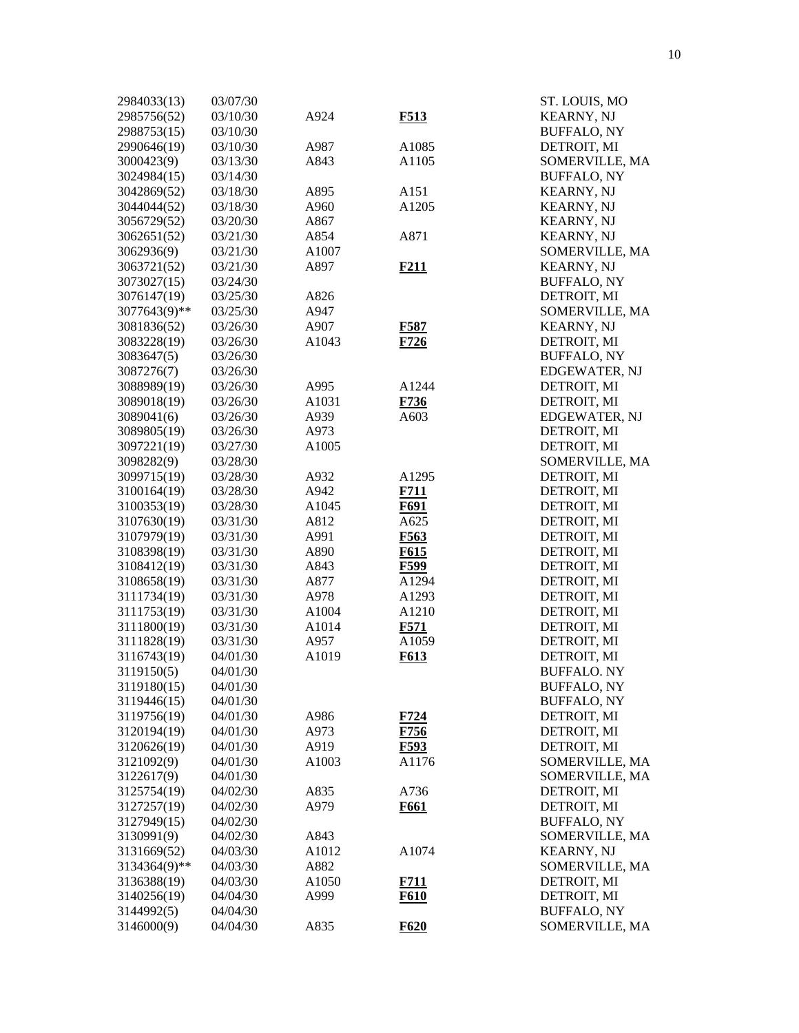| | | | | |
|---|---|---|---|---|
| 2984033(13) | 03/07/30 | | | ST. LOUIS, MO |
| 2985756(52) | 03/10/30 | A924 | **F513** | KEARNY, NJ |
| 2988753(15) | 03/10/30 | | | BUFFALO, NY |
| 2990646(19) | 03/10/30 | A987 | A1085 | DETROIT, MI |
| 3000423(9) | 03/13/30 | A843 | A1105 | SOMERVILLE, MA |
| 3024984(15) | 03/14/30 | | | BUFFALO, NY |
| 3042869(52) | 03/18/30 | A895 | A151 | KEARNY, NJ |
| 3044044(52) | 03/18/30 | A960 | A1205 | KEARNY, NJ |
| 3056729(52) | 03/20/30 | A867 | | KEARNY, NJ |
| 3062651(52) | 03/21/30 | A854 | A871 | KEARNY, NJ |
| 3062936(9) | 03/21/30 | A1007 | | SOMERVILLE, MA |
| 3063721(52) | 03/21/30 | A897 | **F211** | KEARNY, NJ |
| 3073027(15) | 03/24/30 | | | BUFFALO, NY |
| 3076147(19) | 03/25/30 | A826 | | DETROIT, MI |
| 3077643(9)** | 03/25/30 | A947 | | SOMERVILLE, MA |
| 3081836(52) | 03/26/30 | A907 | **F587** | KEARNY, NJ |
| 3083228(19) | 03/26/30 | A1043 | **F726** | DETROIT, MI |
| 3083647(5) | 03/26/30 | | | BUFFALO, NY |
| 3087276(7) | 03/26/30 | | | EDGEWATER, NJ |
| 3088989(19) | 03/26/30 | A995 | A1244 | DETROIT, MI |
| 3089018(19) | 03/26/30 | A1031 | **F736** | DETROIT, MI |
| 3089041(6) | 03/26/30 | A939 | A603 | EDGEWATER, NJ |
| 3089805(19) | 03/26/30 | A973 | | DETROIT, MI |
| 3097221(19) | 03/27/30 | A1005 | | DETROIT, MI |
| 3098282(9) | 03/28/30 | | | SOMERVILLE, MA |
| 3099715(19) | 03/28/30 | A932 | A1295 | DETROIT, MI |
| 3100164(19) | 03/28/30 | A942 | **F711** | DETROIT, MI |
| 3100353(19) | 03/28/30 | A1045 | **F691** | DETROIT, MI |
| 3107630(19) | 03/31/30 | A812 | A625 | DETROIT, MI |
| 3107979(19) | 03/31/30 | A991 | **F563** | DETROIT, MI |
| 3108398(19) | 03/31/30 | A890 | **F615** | DETROIT, MI |
| 3108412(19) | 03/31/30 | A843 | **F599** | DETROIT, MI |
| 3108658(19) | 03/31/30 | A877 | A1294 | DETROIT, MI |
| 3111734(19) | 03/31/30 | A978 | A1293 | DETROIT, MI |
| 3111753(19) | 03/31/30 | A1004 | A1210 | DETROIT, MI |
| 3111800(19) | 03/31/30 | A1014 | **F571** | DETROIT, MI |
| 3111828(19) | 03/31/30 | A957 | A1059 | DETROIT, MI |
| 3116743(19) | 04/01/30 | A1019 | **F613** | DETROIT, MI |
| 3119150(5) | 04/01/30 | | | BUFFALO. NY |
| 3119180(15) | 04/01/30 | | | BUFFALO, NY |
| 3119446(15) | 04/01/30 | | | BUFFALO, NY |
| 3119756(19) | 04/01/30 | A986 | **F724** | DETROIT, MI |
| 3120194(19) | 04/01/30 | A973 | **F756** | DETROIT, MI |
| 3120626(19) | 04/01/30 | A919 | **F593** | DETROIT, MI |
| 3121092(9) | 04/01/30 | A1003 | A1176 | SOMERVILLE, MA |
| 3122617(9) | 04/01/30 | | | SOMERVILLE, MA |
| 3125754(19) | 04/02/30 | A835 | A736 | DETROIT, MI |
| 3127257(19) | 04/02/30 | A979 | **F661** | DETROIT, MI |
| 3127949(15) | 04/02/30 | | | BUFFALO, NY |
| 3130991(9) | 04/02/30 | A843 | | SOMERVILLE, MA |
| 3131669(52) | 04/03/30 | A1012 | A1074 | KEARNY, NJ |
| 3134364(9)** | 04/03/30 | A882 | | SOMERVILLE, MA |
| 3136388(19) | 04/03/30 | A1050 | **F711** | DETROIT, MI |
| 3140256(19) | 04/04/30 | A999 | **F610** | DETROIT, MI |
| 3144992(5) | 04/04/30 | | | BUFFALO, NY |
| 3146000(9) | 04/04/30 | A835 | **F620** | SOMERVILLE, MA |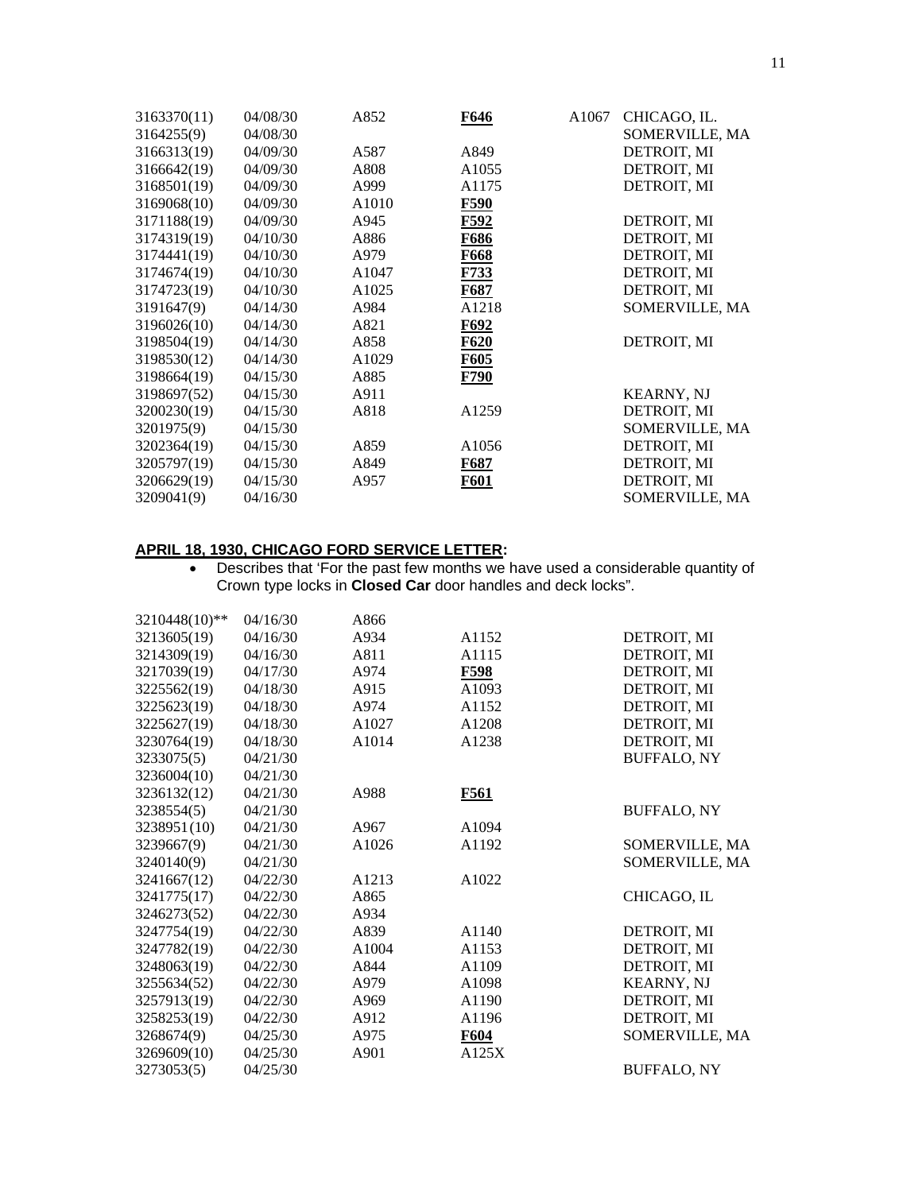| | | | | | |
|---|---|---|---|---|---|
| 3163370(11) | 04/08/30 | A852 | **F646** | A1067 | CHICAGO, IL. |
| 3164255(9) | 04/08/30 | | | | SOMERVILLE, MA |
| 3166313(19) | 04/09/30 | A587 | A849 | | DETROIT, MI |
| 3166642(19) | 04/09/30 | A808 | A1055 | | DETROIT, MI |
| 3168501(19) | 04/09/30 | A999 | A1175 | | DETROIT, MI |
| 3169068(10) | 04/09/30 | A1010 | **F590** | | |
| 3171188(19) | 04/09/30 | A945 | **F592** | | DETROIT, MI |
| 3174319(19) | 04/10/30 | A886 | **F686** | | DETROIT, MI |
| 3174441(19) | 04/10/30 | A979 | **F668** | | DETROIT, MI |
| 3174674(19) | 04/10/30 | A1047 | **F733** | | DETROIT, MI |
| 3174723(19) | 04/10/30 | A1025 | **F687** | | DETROIT, MI |
| 3191647(9) | 04/14/30 | A984 | A1218 | | SOMERVILLE, MA |
| 3196026(10) | 04/14/30 | A821 | **F692** | | |
| 3198504(19) | 04/14/30 | A858 | **F620** | | DETROIT, MI |
| 3198530(12) | 04/14/30 | A1029 | **F605** | | |
| 3198664(19) | 04/15/30 | A885 | **F790** | | |
| 3198697(52) | 04/15/30 | A911 | | | KEARNY, NJ |
| 3200230(19) | 04/15/30 | A818 | A1259 | | DETROIT, MI |
| 3201975(9) | 04/15/30 | | | | SOMERVILLE, MA |
| 3202364(19) | 04/15/30 | A859 | A1056 | | DETROIT, MI |
| 3205797(19) | 04/15/30 | A849 | **F687** | | DETROIT, MI |
| 3206629(19) | 04/15/30 | A957 | **F601** | | DETROIT, MI |
| 3209041(9) | 04/16/30 | | | | SOMERVILLE, MA |

**APRIL 18, 1930, CHICAGO FORD SERVICE LETTER:**

- Describes that 'For the past few months we have used a considerable quantity of Crown type locks in **Closed Car** door handles and deck locks".

| | | | | |
|---|---|---|---|---|
| 3210448(10)** | 04/16/30 | A866 | | |
| 3213605(19) | 04/16/30 | A934 | A1152 | DETROIT, MI |
| 3214309(19) | 04/16/30 | A811 | A1115 | DETROIT, MI |
| 3217039(19) | 04/17/30 | A974 | **F598** | DETROIT, MI |
| 3225562(19) | 04/18/30 | A915 | A1093 | DETROIT, MI |
| 3225623(19) | 04/18/30 | A974 | A1152 | DETROIT, MI |
| 3225627(19) | 04/18/30 | A1027 | A1208 | DETROIT, MI |
| 3230764(19) | 04/18/30 | A1014 | A1238 | DETROIT, MI |
| 3233075(5) | 04/21/30 | | | BUFFALO, NY |
| 3236004(10) | 04/21/30 | | | |
| 3236132(12) | 04/21/30 | A988 | **F561** | |
| 3238554(5) | 04/21/30 | | | BUFFALO, NY |
| 3238951(10) | 04/21/30 | A967 | A1094 | |
| 3239667(9) | 04/21/30 | A1026 | A1192 | SOMERVILLE, MA |
| 3240140(9) | 04/21/30 | | | SOMERVILLE, MA |
| 3241667(12) | 04/22/30 | A1213 | A1022 | |
| 3241775(17) | 04/22/30 | A865 | | CHICAGO, IL |
| 3246273(52) | 04/22/30 | A934 | | |
| 3247754(19) | 04/22/30 | A839 | A1140 | DETROIT, MI |
| 3247782(19) | 04/22/30 | A1004 | A1153 | DETROIT, MI |
| 3248063(19) | 04/22/30 | A844 | A1109 | DETROIT, MI |
| 3255634(52) | 04/22/30 | A979 | A1098 | KEARNY, NJ |
| 3257913(19) | 04/22/30 | A969 | A1190 | DETROIT, MI |
| 3258253(19) | 04/22/30 | A912 | A1196 | DETROIT, MI |
| 3268674(9) | 04/25/30 | A975 | **F604** | SOMERVILLE, MA |
| 3269609(10) | 04/25/30 | A901 | A125X | |
| 3273053(5) | 04/25/30 | | | BUFFALO, NY |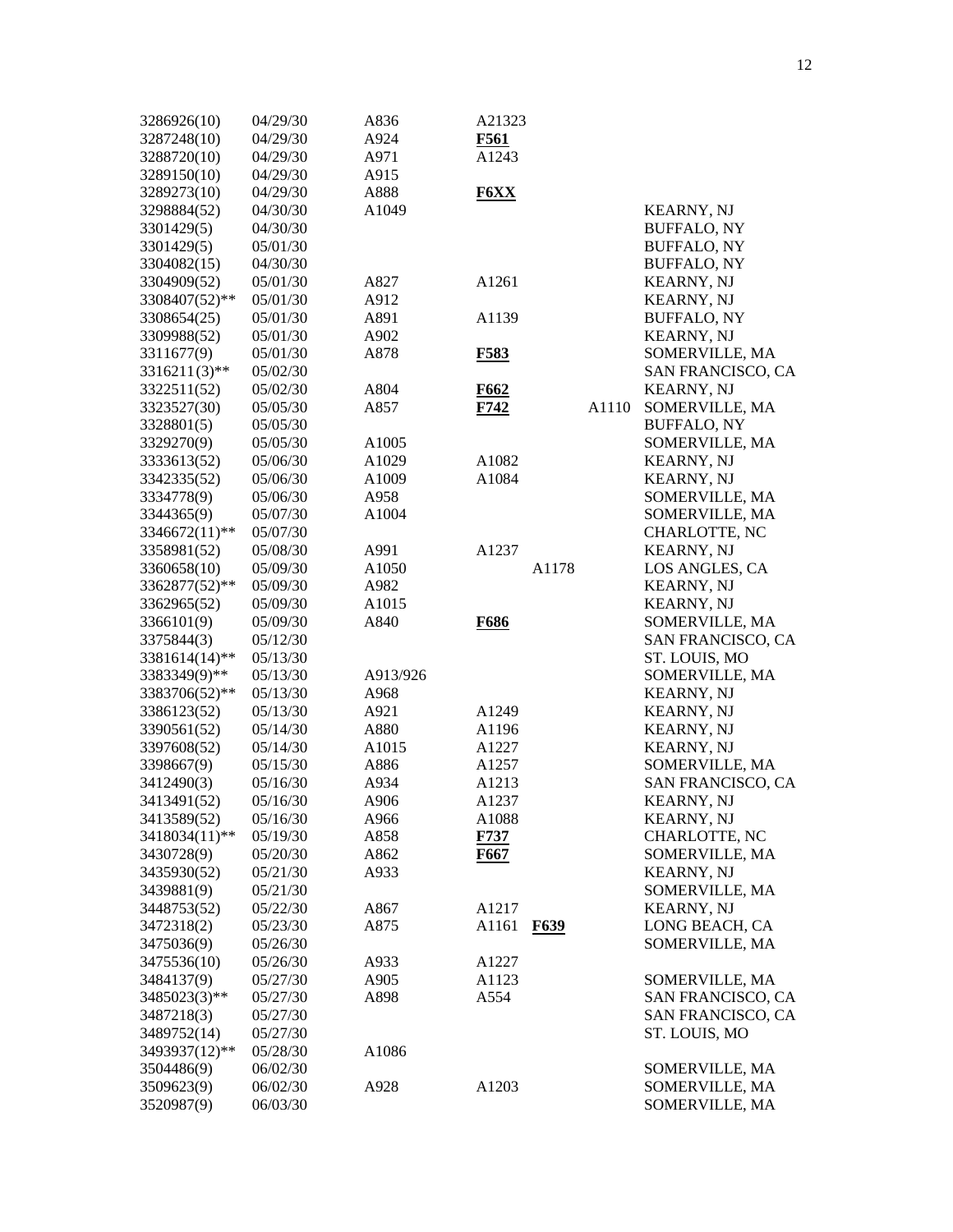| | | | | | | |
|---|---|---|---|---|---|---|
| 3286926(10) | 04/29/30 | A836 | A21323 | | | |
| 3287248(10) | 04/29/30 | A924 | **F561** | | | |
| 3288720(10) | 04/29/30 | A971 | A1243 | | | |
| 3289150(10) | 04/29/30 | A915 | | | | |
| 3289273(10) | 04/29/30 | A888 | **F6XX** | | | |
| 3298884(52) | 04/30/30 | A1049 | | | | KEARNY, NJ |
| 3301429(5) | 04/30/30 | | | | | BUFFALO, NY |
| 3301429(5) | 05/01/30 | | | | | BUFFALO, NY |
| 3304082(15) | 04/30/30 | | | | | BUFFALO, NY |
| 3304909(52) | 05/01/30 | A827 | A1261 | | | KEARNY, NJ |
| 3308407(52)** | 05/01/30 | A912 | | | | KEARNY, NJ |
| 3308654(25) | 05/01/30 | A891 | A1139 | | | BUFFALO, NY |
| 3309988(52) | 05/01/30 | A902 | | | | KEARNY, NJ |
| 3311677(9) | 05/01/30 | A878 | **F583** | | | SOMERVILLE, MA |
| 3316211(3)** | 05/02/30 | | | | | SAN FRANCISCO, CA |
| 3322511(52) | 05/02/30 | A804 | **F662** | | | KEARNY, NJ |
| 3323527(30) | 05/05/30 | A857 | **F742** | | A1110 | SOMERVILLE, MA |
| 3328801(5) | 05/05/30 | | | | | BUFFALO, NY |
| 3329270(9) | 05/05/30 | A1005 | | | | SOMERVILLE, MA |
| 3333613(52) | 05/06/30 | A1029 | A1082 | | | KEARNY, NJ |
| 3342335(52) | 05/06/30 | A1009 | A1084 | | | KEARNY, NJ |
| 3334778(9) | 05/06/30 | A958 | | | | SOMERVILLE, MA |
| 3344365(9) | 05/07/30 | A1004 | | | | SOMERVILLE, MA |
| 3346672(11)** | 05/07/30 | | | | | CHARLOTTE, NC |
| 3358981(52) | 05/08/30 | A991 | A1237 | | | KEARNY, NJ |
| 3360658(10) | 05/09/30 | A1050 | | A1178 | | LOS ANGLES, CA |
| 3362877(52)** | 05/09/30 | A982 | | | | KEARNY, NJ |
| 3362965(52) | 05/09/30 | A1015 | | | | KEARNY, NJ |
| 3366101(9) | 05/09/30 | A840 | **F686** | | | SOMERVILLE, MA |
| 3375844(3) | 05/12/30 | | | | | SAN FRANCISCO, CA |
| 3381614(14)** | 05/13/30 | | | | | ST. LOUIS, MO |
| 3383349(9)** | 05/13/30 | A913/926 | | | | SOMERVILLE, MA |
| 3383706(52)** | 05/13/30 | A968 | | | | KEARNY, NJ |
| 3386123(52) | 05/13/30 | A921 | A1249 | | | KEARNY, NJ |
| 3390561(52) | 05/14/30 | A880 | A1196 | | | KEARNY, NJ |
| 3397608(52) | 05/14/30 | A1015 | A1227 | | | KEARNY, NJ |
| 3398667(9) | 05/15/30 | A886 | A1257 | | | SOMERVILLE, MA |
| 3412490(3) | 05/16/30 | A934 | A1213 | | | SAN FRANCISCO, CA |
| 3413491(52) | 05/16/30 | A906 | A1237 | | | KEARNY, NJ |
| 3413589(52) | 05/16/30 | A966 | A1088 | | | KEARNY, NJ |
| 3418034(11)** | 05/19/30 | A858 | **F737** | | | CHARLOTTE, NC |
| 3430728(9) | 05/20/30 | A862 | **F667** | | | SOMERVILLE, MA |
| 3435930(52) | 05/21/30 | A933 | | | | KEARNY, NJ |
| 3439881(9) | 05/21/30 | | | | | SOMERVILLE, MA |
| 3448753(52) | 05/22/30 | A867 | A1217 | | | KEARNY, NJ |
| 3472318(2) | 05/23/30 | A875 | A1161 | **F639** | | LONG BEACH, CA |
| 3475036(9) | 05/26/30 | | | | | SOMERVILLE, MA |
| 3475536(10) | 05/26/30 | A933 | A1227 | | | |
| 3484137(9) | 05/27/30 | A905 | A1123 | | | SOMERVILLE, MA |
| 3485023(3)** | 05/27/30 | A898 | A554 | | | SAN FRANCISCO, CA |
| 3487218(3) | 05/27/30 | | | | | SAN FRANCISCO, CA |
| 3489752(14) | 05/27/30 | | | | | ST. LOUIS, MO |
| 3493937(12)** | 05/28/30 | A1086 | | | | |
| 3504486(9) | 06/02/30 | | | | | SOMERVILLE, MA |
| 3509623(9) | 06/02/30 | A928 | A1203 | | | SOMERVILLE, MA |
| 3520987(9) | 06/03/30 | | | | | SOMERVILLE, MA |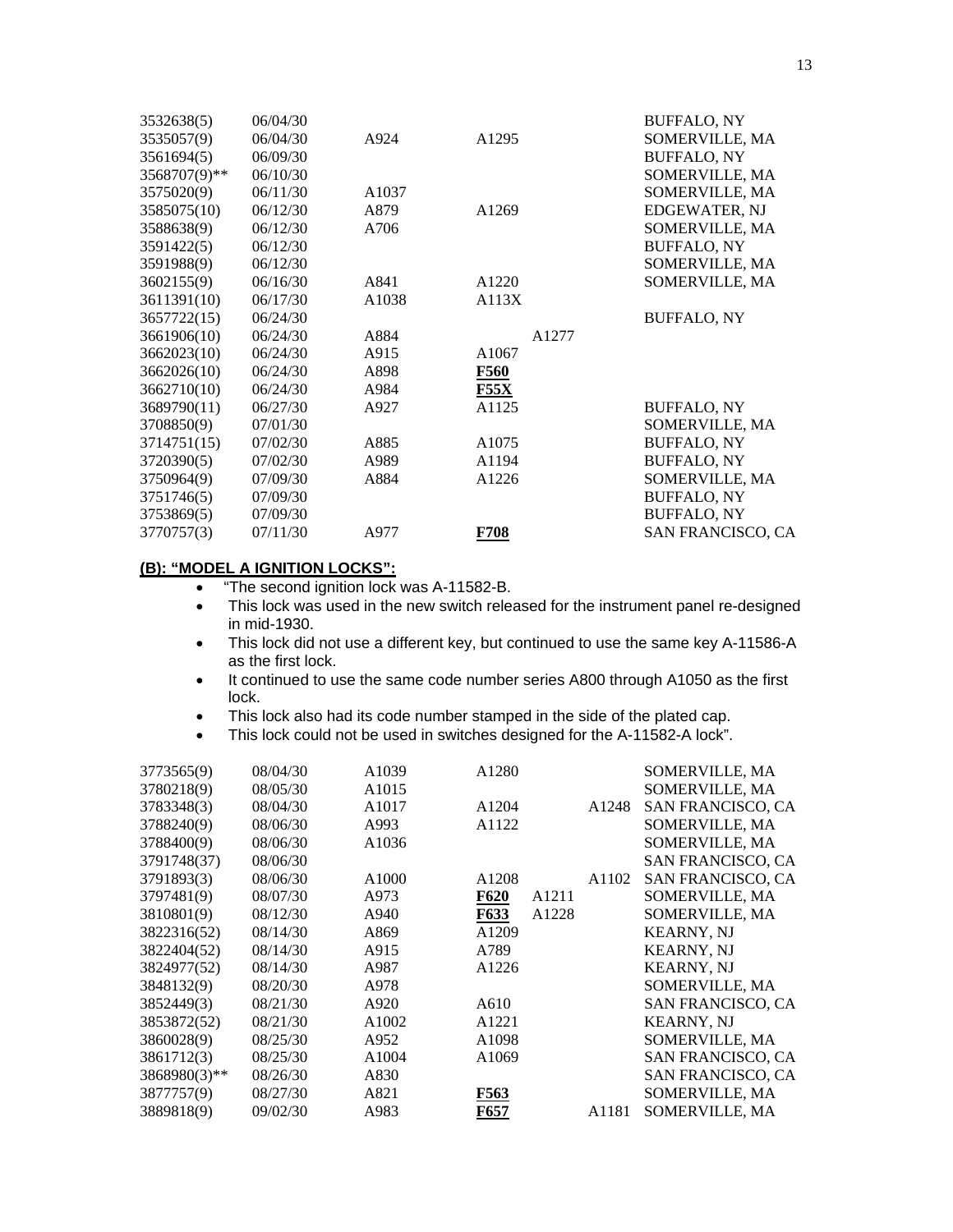| | | | | | | |
|---|---|---|---|---|---|---|
| 3532638(5) | 06/04/30 | | | | | BUFFALO, NY |
| 3535057(9) | 06/04/30 | A924 | A1295 | | | SOMERVILLE, MA |
| 3561694(5) | 06/09/30 | | | | | BUFFALO, NY |
| 3568707(9)** | 06/10/30 | | | | | SOMERVILLE, MA |
| 3575020(9) | 06/11/30 | A1037 | | | | SOMERVILLE, MA |
| 3585075(10) | 06/12/30 | A879 | A1269 | | | EDGEWATER, NJ |
| 3588638(9) | 06/12/30 | A706 | | | | SOMERVILLE, MA |
| 3591422(5) | 06/12/30 | | | | | BUFFALO, NY |
| 3591988(9) | 06/12/30 | | | | | SOMERVILLE, MA |
| 3602155(9) | 06/16/30 | A841 | A1220 | | | SOMERVILLE, MA |
| 3611391(10) | 06/17/30 | A1038 | A113X | | | |
| 3657722(15) | 06/24/30 | | | | | BUFFALO, NY |
| 3661906(10) | 06/24/30 | A884 | | A1277 | | |
| 3662023(10) | 06/24/30 | A915 | A1067 | | | |
| 3662026(10) | 06/24/30 | A898 | **F560** | | | |
| 3662710(10) | 06/24/30 | A984 | **F55X** | | | |
| 3689790(11) | 06/27/30 | A927 | A1125 | | | BUFFALO, NY |
| 3708850(9) | 07/01/30 | | | | | SOMERVILLE, MA |
| 3714751(15) | 07/02/30 | A885 | A1075 | | | BUFFALO, NY |
| 3720390(5) | 07/02/30 | A989 | A1194 | | | BUFFALO, NY |
| 3750964(9) | 07/09/30 | A884 | A1226 | | | SOMERVILLE, MA |
| 3751746(5) | 07/09/30 | | | | | BUFFALO, NY |
| 3753869(5) | 07/09/30 | | | | | BUFFALO, NY |
| 3770757(3) | 07/11/30 | A977 | **F708** | | | SAN FRANCISCO, CA |

### (B): "MODEL A IGNITION LOCKS":

- "The second ignition lock was A-11582-B.
- This lock was used in the new switch released for the instrument panel re-designed in mid-1930.
- This lock did not use a different key, but continued to use the same key A-11586-A as the first lock.
- It continued to use the same code number series A800 through A1050 as the first lock.
- This lock also had its code number stamped in the side of the plated cap.
- This lock could not be used in switches designed for the A-11582-A lock".

| | | | | | | |
|---|---|---|---|---|---|---|
| 3773565(9) | 08/04/30 | A1039 | A1280 | | | SOMERVILLE, MA |
| 3780218(9) | 08/05/30 | A1015 | | | | SOMERVILLE, MA |
| 3783348(3) | 08/04/30 | A1017 | A1204 | | A1248 | SAN FRANCISCO, CA |
| 3788240(9) | 08/06/30 | A993 | A1122 | | | SOMERVILLE, MA |
| 3788400(9) | 08/06/30 | A1036 | | | | SOMERVILLE, MA |
| 3791748(37) | 08/06/30 | | | | | SAN FRANCISCO, CA |
| 3791893(3) | 08/06/30 | A1000 | A1208 | | A1102 | SAN FRANCISCO, CA |
| 3797481(9) | 08/07/30 | A973 | **F620** | A1211 | | SOMERVILLE, MA |
| 3810801(9) | 08/12/30 | A940 | **F633** | A1228 | | SOMERVILLE, MA |
| 3822316(52) | 08/14/30 | A869 | A1209 | | | KEARNY, NJ |
| 3822404(52) | 08/14/30 | A915 | A789 | | | KEARNY, NJ |
| 3824977(52) | 08/14/30 | A987 | A1226 | | | KEARNY, NJ |
| 3848132(9) | 08/20/30 | A978 | | | | SOMERVILLE, MA |
| 3852449(3) | 08/21/30 | A920 | A610 | | | SAN FRANCISCO, CA |
| 3853872(52) | 08/21/30 | A1002 | A1221 | | | KEARNY, NJ |
| 3860028(9) | 08/25/30 | A952 | A1098 | | | SOMERVILLE, MA |
| 3861712(3) | 08/25/30 | A1004 | A1069 | | | SAN FRANCISCO, CA |
| 3868980(3)** | 08/26/30 | A830 | | | | SAN FRANCISCO, CA |
| 3877757(9) | 08/27/30 | A821 | **F563** | | | SOMERVILLE, MA |
| 3889818(9) | 09/02/30 | A983 | **F657** | | A1181 | SOMERVILLE, MA |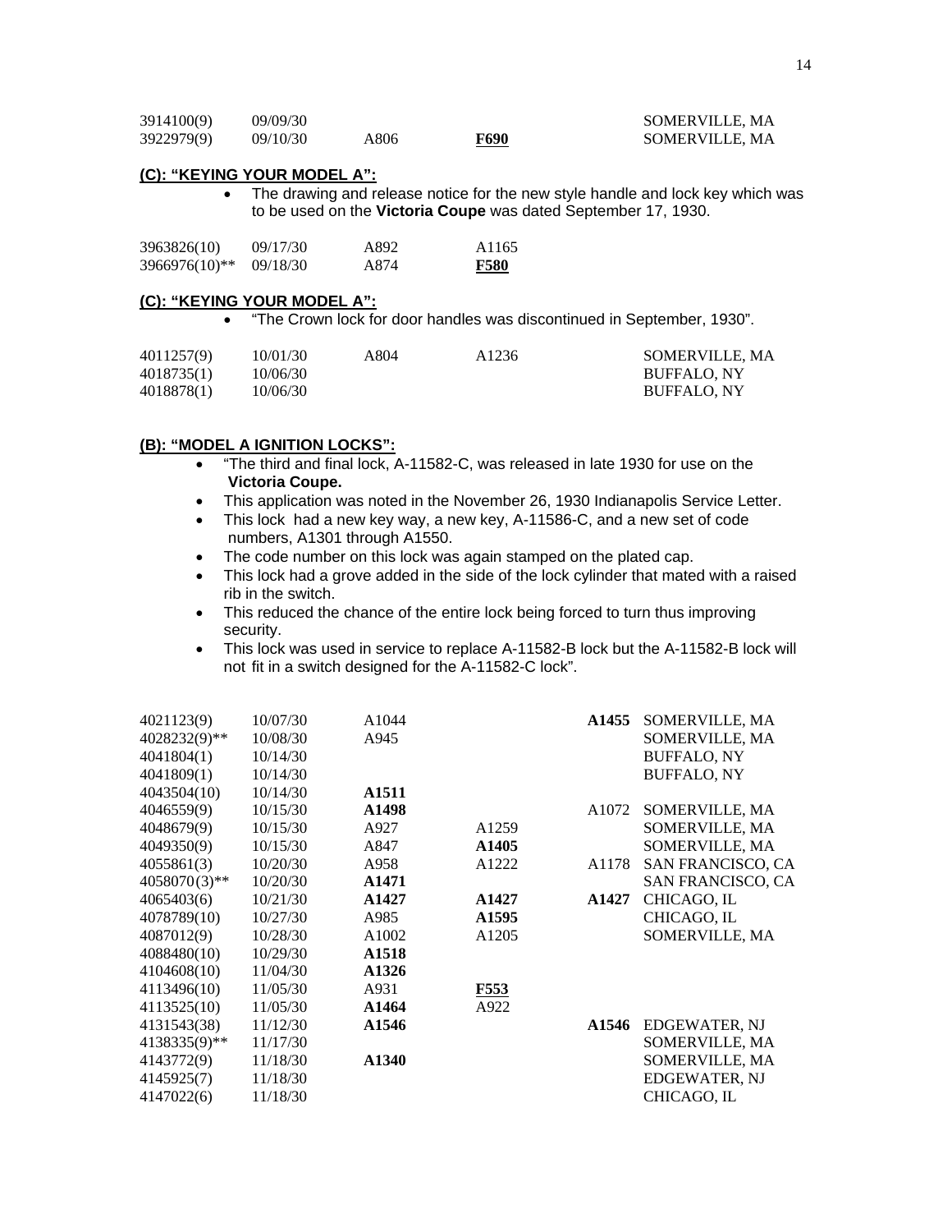| | | | | | |
|---|---|---|---|---|---|
| 3914100(9) | 09/09/30 | | | | SOMERVILLE, MA |
| 3922979(9) | 09/10/30 | A806 | **F690** | | SOMERVILLE, MA |

**(C): "KEYING YOUR MODEL A":**

- The drawing and release notice for the new style handle and lock key which was to be used on the **Victoria Coupe** was dated September 17, 1930.

| | | | | | |
|---|---|---|---|---|---|
| 3963826(10) | 09/17/30 | A892 | A1165 | | |
| 3966976(10)** | 09/18/30 | A874 | **F580** | | |

**(C): "KEYING YOUR MODEL A":**

- "The Crown lock for door handles was discontinued in September, 1930".

| | | | | | |
|---|---|---|---|---|---|
| 4011257(9) | 10/01/30 | A804 | A1236 | | SOMERVILLE, MA |
| 4018735(1) | 10/06/30 | | | | BUFFALO, NY |
| 4018878(1) | 10/06/30 | | | | BUFFALO, NY |

**(B): "MODEL A IGNITION LOCKS":**

- "The third and final lock, A-11582-C, was released in late 1930 for use on the **Victoria Coupe.**
- This application was noted in the November 26, 1930 Indianapolis Service Letter.
- This lock had a new key way, a new key, A-11586-C, and a new set of code numbers, A1301 through A1550.
- The code number on this lock was again stamped on the plated cap.
- This lock had a grove added in the side of the lock cylinder that mated with a raised rib in the switch.
- This reduced the chance of the entire lock being forced to turn thus improving security.
- This lock was used in service to replace A-11582-B lock but the A-11582-B lock will not fit in a switch designed for the A-11582-C lock".

| | | | | | |
|---|---|---|---|---|---|
| 4021123(9) | 10/07/30 | A1044 | | **A1455** | SOMERVILLE, MA |
| 4028232(9)** | 10/08/30 | A945 | | | SOMERVILLE, MA |
| 4041804(1) | 10/14/30 | | | | BUFFALO, NY |
| 4041809(1) | 10/14/30 | | | | BUFFALO, NY |
| 4043504(10) | 10/14/30 | **A1511** | | | |
| 4046559(9) | 10/15/30 | **A1498** | | A1072 | SOMERVILLE, MA |
| 4048679(9) | 10/15/30 | A927 | A1259 | | SOMERVILLE, MA |
| 4049350(9) | 10/15/30 | A847 | **A1405** | | SOMERVILLE, MA |
| 4055861(3) | 10/20/30 | A958 | A1222 | A1178 | SAN FRANCISCO, CA |
| 4058070(3)** | 10/20/30 | **A1471** | | | SAN FRANCISCO, CA |
| 4065403(6) | 10/21/30 | **A1427** | **A1427** | **A1427** | CHICAGO, IL |
| 4078789(10) | 10/27/30 | A985 | **A1595** | | CHICAGO, IL |
| 4087012(9) | 10/28/30 | A1002 | A1205 | | SOMERVILLE, MA |
| 4088480(10) | 10/29/30 | **A1518** | | | |
| 4104608(10) | 11/04/30 | **A1326** | | | |
| 4113496(10) | 11/05/30 | A931 | **F553** | | |
| 4113525(10) | 11/05/30 | **A1464** | A922 | | |
| 4131543(38) | 11/12/30 | **A1546** | | **A1546** | EDGEWATER, NJ |
| 4138335(9)** | 11/17/30 | | | | SOMERVILLE, MA |
| 4143772(9) | 11/18/30 | **A1340** | | | SOMERVILLE, MA |
| 4145925(7) | 11/18/30 | | | | EDGEWATER, NJ |
| 4147022(6) | 11/18/30 | | | | CHICAGO, IL |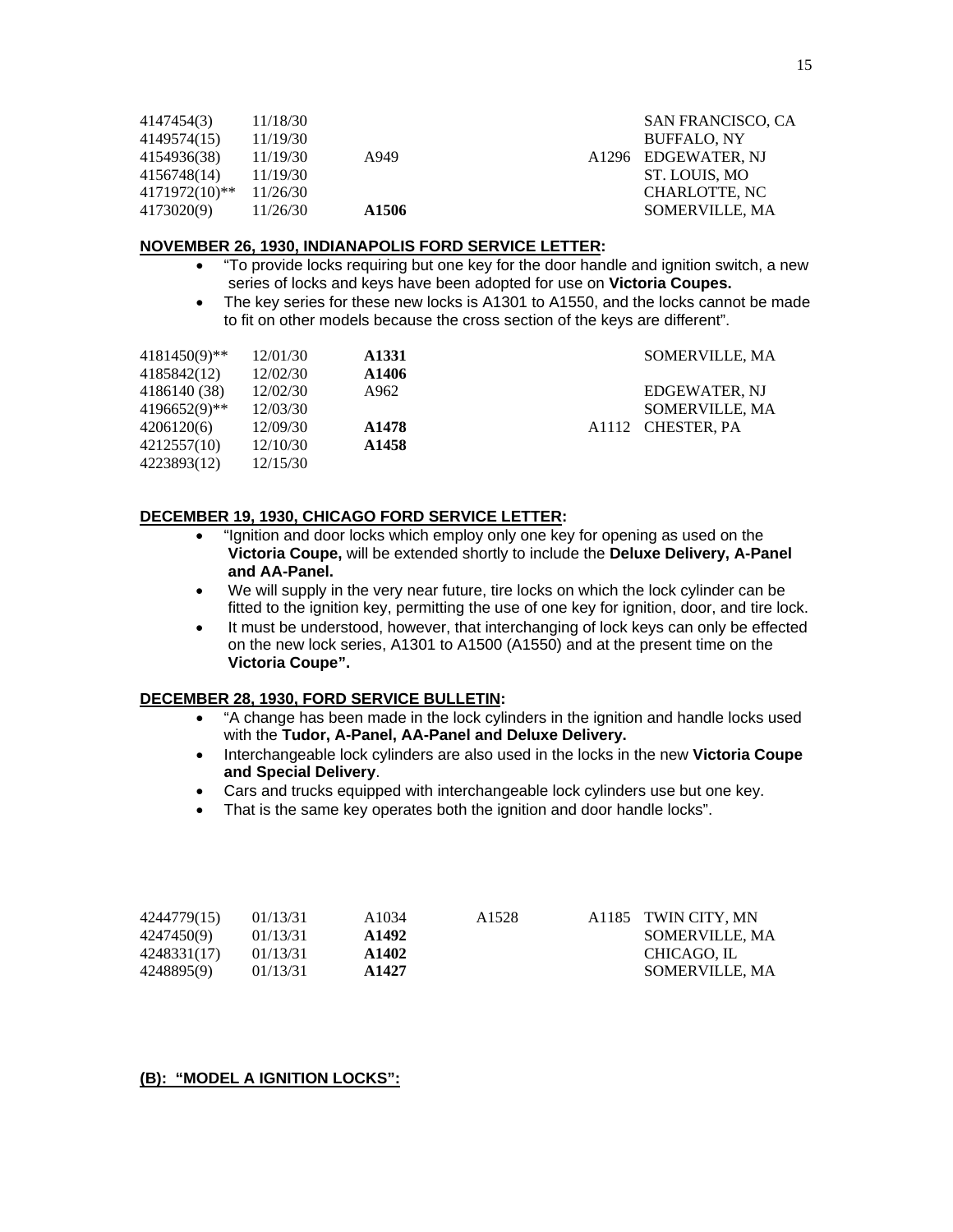| | | | | | |
|---|---|---|---|---|---|
| 4147454(3) | 11/18/30 | | | | SAN FRANCISCO, CA |
| 4149574(15) | 11/19/30 | | | | BUFFALO, NY |
| 4154936(38) | 11/19/30 | A949 | | A1296 | EDGEWATER, NJ |
| 4156748(14) | 11/19/30 | | | | ST. LOUIS, MO |
| 4171972(10)** | 11/26/30 | | | | CHARLOTTE, NC |
| 4173020(9) | 11/26/30 | **A1506** | | | SOMERVILLE, MA |

**NOVEMBER 26, 1930, INDIANAPOLIS FORD SERVICE LETTER:**

- "To provide locks requiring but one key for the door handle and ignition switch, a new series of locks and keys have been adopted for use on **Victoria Coupes.**
- The key series for these new locks is A1301 to A1550, and the locks cannot be made to fit on other models because the cross section of the keys are different".

| | | | | | |
|---|---|---|---|---|---|
| 4181450(9)** | 12/01/30 | **A1331** | | | SOMERVILLE, MA |
| 4185842(12) | 12/02/30 | **A1406** | | | |
| 4186140 (38) | 12/02/30 | A962 | | | EDGEWATER, NJ |
| 4196652(9)** | 12/03/30 | | | | SOMERVILLE, MA |
| 4206120(6) | 12/09/30 | **A1478** | | A1112 | CHESTER, PA |
| 4212557(10) | 12/10/30 | **A1458** | | | |
| 4223893(12) | 12/15/30 | | | | |

**DECEMBER 19, 1930, CHICAGO FORD SERVICE LETTER:**

- "Ignition and door locks which employ only one key for opening as used on the **Victoria Coupe,** will be extended shortly to include the **Deluxe Delivery, A-Panel and AA-Panel.**
- We will supply in the very near future, tire locks on which the lock cylinder can be fitted to the ignition key, permitting the use of one key for ignition, door, and tire lock.
- It must be understood, however, that interchanging of lock keys can only be effected on the new lock series, A1301 to A1500 (A1550) and at the present time on the **Victoria Coupe".**

**DECEMBER 28, 1930, FORD SERVICE BULLETIN:**

- "A change has been made in the lock cylinders in the ignition and handle locks used with the **Tudor, A-Panel, AA-Panel and Deluxe Delivery.**
- Interchangeable lock cylinders are also used in the locks in the new **Victoria Coupe and Special Delivery**.
- Cars and trucks equipped with interchangeable lock cylinders use but one key.
- That is the same key operates both the ignition and door handle locks".

| | | | | | |
|---|---|---|---|---|---|
| 4244779(15) | 01/13/31 | A1034 | A1528 | A1185 | TWIN CITY, MN |
| 4247450(9) | 01/13/31 | **A1492** | | | SOMERVILLE, MA |
| 4248331(17) | 01/13/31 | **A1402** | | | CHICAGO, IL |
| 4248895(9) | 01/13/31 | **A1427** | | | SOMERVILLE, MA |

**(B): "MODEL A IGNITION LOCKS":**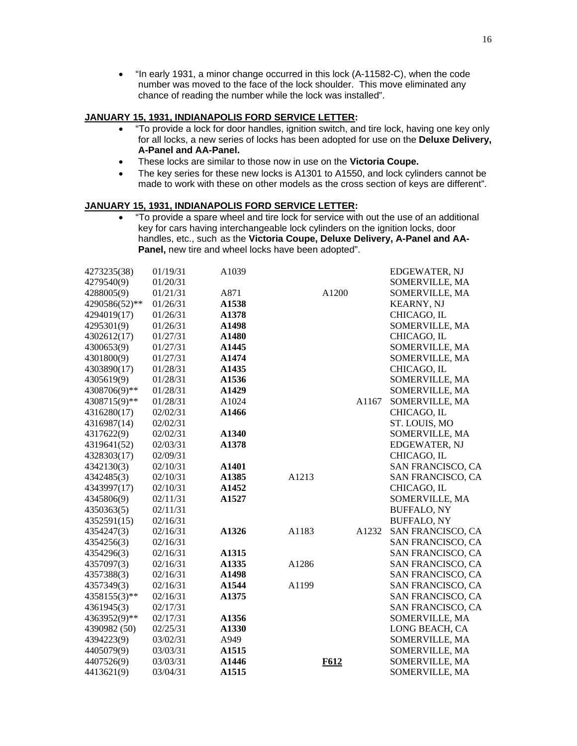- "In early 1931, a minor change occurred in this lock (A-11582-C), when the code number was moved to the face of the lock shoulder. This move eliminated any chance of reading the number while the lock was installed".

**JANUARY 15, 1931, INDIANAPOLIS FORD SERVICE LETTER:**

- "To provide a lock for door handles, ignition switch, and tire lock, having one key only for all locks, a new series of locks has been adopted for use on the **Deluxe Delivery, A-Panel and AA-Panel.**
- These locks are similar to those now in use on the **Victoria Coupe.**
- The key series for these new locks is A1301 to A1550, and lock cylinders cannot be made to work with these on other models as the cross section of keys are different".

**JANUARY 15, 1931, INDIANAPOLIS FORD SERVICE LETTER:**

- "To provide a spare wheel and tire lock for service with out the use of an additional key for cars having interchangeable lock cylinders on the ignition locks, door handles, etc., such as the **Victoria Coupe, Deluxe Delivery, A-Panel and AA-Panel,** new tire and wheel locks have been adopted".

| | | | | | | |
|---|---|---|---|---|---|---|
| 4273235(38) | 01/19/31 | A1039 | | | | EDGEWATER, NJ |
| 4279540(9) | 01/20/31 | | | | | SOMERVILLE, MA |
| 4288005(9) | 01/21/31 | A871 | | A1200 | | SOMERVILLE, MA |
| 4290586(52)** | 01/26/31 | **A1538** | | | | KEARNY, NJ |
| 4294019(17) | 01/26/31 | **A1378** | | | | CHICAGO, IL |
| 4295301(9) | 01/26/31 | **A1498** | | | | SOMERVILLE, MA |
| 4302612(17) | 01/27/31 | **A1480** | | | | CHICAGO, IL |
| 4300653(9) | 01/27/31 | **A1445** | | | | SOMERVILLE, MA |
| 4301800(9) | 01/27/31 | **A1474** | | | | SOMERVILLE, MA |
| 4303890(17) | 01/28/31 | **A1435** | | | | CHICAGO, IL |
| 4305619(9) | 01/28/31 | **A1536** | | | | SOMERVILLE, MA |
| 4308706(9)** | 01/28/31 | **A1429** | | | | SOMERVILLE, MA |
| 4308715(9)** | 01/28/31 | A1024 | | | A1167 | SOMERVILLE, MA |
| 4316280(17) | 02/02/31 | **A1466** | | | | CHICAGO, IL |
| 4316987(14) | 02/02/31 | | | | | ST. LOUIS, MO |
| 4317622(9) | 02/02/31 | **A1340** | | | | SOMERVILLE, MA |
| 4319641(52) | 02/03/31 | **A1378** | | | | EDGEWATER, NJ |
| 4328303(17) | 02/09/31 | | | | | CHICAGO, IL |
| 4342130(3) | 02/10/31 | **A1401** | | | | SAN FRANCISCO, CA |
| 4342485(3) | 02/10/31 | **A1385** | A1213 | | | SAN FRANCISCO, CA |
| 4343997(17) | 02/10/31 | **A1452** | | | | CHICAGO, IL |
| 4345806(9) | 02/11/31 | **A1527** | | | | SOMERVILLE, MA |
| 4350363(5) | 02/11/31 | | | | | BUFFALO, NY |
| 4352591(15) | 02/16/31 | | | | | BUFFALO, NY |
| 4354247(3) | 02/16/31 | **A1326** | A1183 | | A1232 | SAN FRANCISCO, CA |
| 4354256(3) | 02/16/31 | | | | | SAN FRANCISCO, CA |
| 4354296(3) | 02/16/31 | **A1315** | | | | SAN FRANCISCO, CA |
| 4357097(3) | 02/16/31 | **A1335** | A1286 | | | SAN FRANCISCO, CA |
| 4357388(3) | 02/16/31 | **A1498** | | | | SAN FRANCISCO, CA |
| 4357349(3) | 02/16/31 | **A1544** | A1199 | | | SAN FRANCISCO, CA |
| 4358155(3)** | 02/16/31 | **A1375** | | | | SAN FRANCISCO, CA |
| 4361945(3) | 02/17/31 | | | | | SAN FRANCISCO, CA |
| 4363952(9)** | 02/17/31 | **A1356** | | | | SOMERVILLE, MA |
| 4390982 (50) | 02/25/31 | **A1330** | | | | LONG BEACH, CA |
| 4394223(9) | 03/02/31 | A949 | | | | SOMERVILLE, MA |
| 4405079(9) | 03/03/31 | **A1515** | | | | SOMERVILLE, MA |
| 4407526(9) | 03/03/31 | **A1446** | | **F612** | | SOMERVILLE, MA |
| 4413621(9) | 03/04/31 | **A1515** | | | | SOMERVILLE, MA |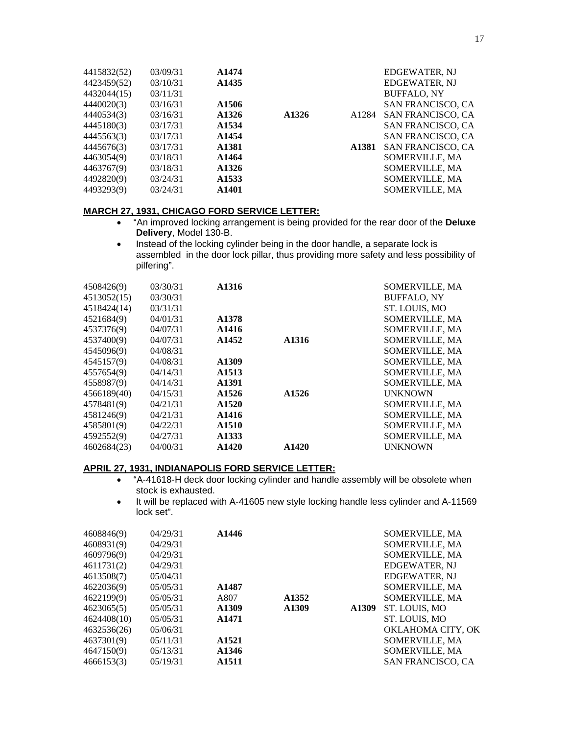| | | | | | |
|---|---|---|---|---|---|
| 4415832(52) | 03/09/31 | **A1474** | | | EDGEWATER, NJ |
| 4423459(52) | 03/10/31 | **A1435** | | | EDGEWATER, NJ |
| 4432044(15) | 03/11/31 | | | | BUFFALO, NY |
| 4440020(3) | 03/16/31 | **A1506** | | | SAN FRANCISCO, CA |
| 4440534(3) | 03/16/31 | **A1326** | **A1326** | A1284 | SAN FRANCISCO, CA |
| 4445180(3) | 03/17/31 | **A1534** | | | SAN FRANCISCO, CA |
| 4445563(3) | 03/17/31 | **A1454** | | | SAN FRANCISCO, CA |
| 4445676(3) | 03/17/31 | **A1381** | | **A1381** | SAN FRANCISCO, CA |
| 4463054(9) | 03/18/31 | **A1464** | | | SOMERVILLE, MA |
| 4463767(9) | 03/18/31 | **A1326** | | | SOMERVILLE, MA |
| 4492820(9) | 03/24/31 | **A1533** | | | SOMERVILLE, MA |
| 4493293(9) | 03/24/31 | **A1401** | | | SOMERVILLE, MA |

**MARCH 27, 1931, CHICAGO FORD SERVICE LETTER:**

- "An improved locking arrangement is being provided for the rear door of the **Deluxe Delivery**, Model 130-B.
- Instead of the locking cylinder being in the door handle, a separate lock is assembled in the door lock pillar, thus providing more safety and less possibility of pilfering".

| | | | | | |
|---|---|---|---|---|---|
| 4508426(9) | 03/30/31 | **A1316** | | | SOMERVILLE, MA |
| 4513052(15) | 03/30/31 | | | | BUFFALO, NY |
| 4518424(14) | 03/31/31 | | | | ST. LOUIS, MO |
| 4521684(9) | 04/01/31 | **A1378** | | | SOMERVILLE, MA |
| 4537376(9) | 04/07/31 | **A1416** | | | SOMERVILLE, MA |
| 4537400(9) | 04/07/31 | **A1452** | **A1316** | | SOMERVILLE, MA |
| 4545096(9) | 04/08/31 | | | | SOMERVILLE, MA |
| 4545157(9) | 04/08/31 | **A1309** | | | SOMERVILLE, MA |
| 4557654(9) | 04/14/31 | **A1513** | | | SOMERVILLE, MA |
| 4558987(9) | 04/14/31 | **A1391** | | | SOMERVILLE, MA |
| 4566189(40) | 04/15/31 | **A1526** | **A1526** | | UNKNOWN |
| 4578481(9) | 04/21/31 | **A1520** | | | SOMERVILLE, MA |
| 4581246(9) | 04/21/31 | **A1416** | | | SOMERVILLE, MA |
| 4585801(9) | 04/22/31 | **A1510** | | | SOMERVILLE, MA |
| 4592552(9) | 04/27/31 | **A1333** | | | SOMERVILLE, MA |
| 4602684(23) | 04/00/31 | **A1420** | **A1420** | | UNKNOWN |

**APRIL 27, 1931, INDIANAPOLIS FORD SERVICE LETTER:**

- "A-41618-H deck door locking cylinder and handle assembly will be obsolete when stock is exhausted.
- It will be replaced with A-41605 new style locking handle less cylinder and A-11569 lock set".

| | | | | | |
|---|---|---|---|---|---|
| 4608846(9) | 04/29/31 | **A1446** | | | SOMERVILLE, MA |
| 4608931(9) | 04/29/31 | | | | SOMERVILLE, MA |
| 4609796(9) | 04/29/31 | | | | SOMERVILLE, MA |
| 4611731(2) | 04/29/31 | | | | EDGEWATER, NJ |
| 4613508(7) | 05/04/31 | | | | EDGEWATER, NJ |
| 4622036(9) | 05/05/31 | **A1487** | | | SOMERVILLE, MA |
| 4622199(9) | 05/05/31 | A807 | **A1352** | | SOMERVILLE, MA |
| 4623065(5) | 05/05/31 | **A1309** | **A1309** | **A1309** | ST. LOUIS, MO |
| 4624408(10) | 05/05/31 | **A1471** | | | ST. LOUIS, MO |
| 4632536(26) | 05/06/31 | | | | OKLAHOMA CITY, OK |
| 4637301(9) | 05/11/31 | **A1521** | | | SOMERVILLE, MA |
| 4647150(9) | 05/13/31 | **A1346** | | | SOMERVILLE, MA |
| 4666153(3) | 05/19/31 | **A1511** | | | SAN FRANCISCO, CA |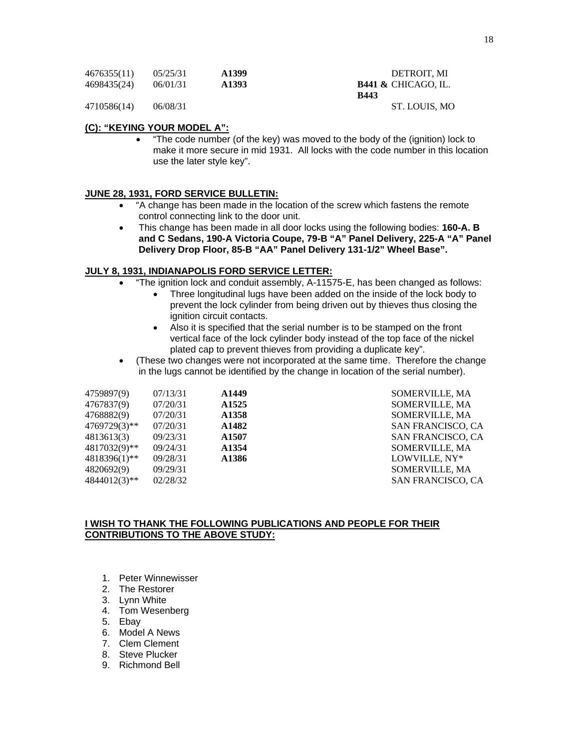| | | | | |
|---|---|---|---|---|
| 4676355(11) | 05/25/31 | **A1399** | | DETROIT, MI |
| 4698435(24) | 06/01/31 | **A1393** | **B441 & B443** | CHICAGO, IL. |
| 4710586(14) | 06/08/31 | | | ST. LOUIS, MO |

**(C): "KEYING YOUR MODEL A":**

- "The code number (of the key) was moved to the body of the (ignition) lock to make it more secure in mid 1931. All locks with the code number in this location use the later style key".

**JUNE 28, 1931, FORD SERVICE BULLETIN:**

- "A change has been made in the location of the screw which fastens the remote control connecting link to the door unit.
- This change has been made in all door locks using the following bodies: **160-A. B and C Sedans, 190-A Victoria Coupe, 79-B "A" Panel Delivery, 225-A "A" Panel Delivery Drop Floor, 85-B "AA" Panel Delivery 131-1/2" Wheel Base".**

**JULY 8, 1931, INDIANAPOLIS FORD SERVICE LETTER:**

- "The ignition lock and conduit assembly, A-11575-E, has been changed as follows:
  - Three longitudinal lugs have been added on the inside of the lock body to prevent the lock cylinder from being driven out by thieves thus closing the ignition circuit contacts.
  - Also it is specified that the serial number is to be stamped on the front vertical face of the lock cylinder body instead of the top face of the nickel plated cap to prevent thieves from providing a duplicate key".
- (These two changes were not incorporated at the same time. Therefore the change in the lugs cannot be identified by the change in location of the serial number).

| | | | |
|---|---|---|---|
| 4759897(9) | 07/13/31 | **A1449** | SOMERVILLE, MA |
| 4767837(9) | 07/20/31 | **A1525** | SOMERVILLE, MA |
| 4768882(9) | 07/20/31 | **A1358** | SOMERVILLE, MA |
| 4769729(3)** | 07/20/31 | **A1482** | SAN FRANCISCO, CA |
| 4813613(3) | 09/23/31 | **A1507** | SAN FRANCISCO, CA |
| 4817032(9)** | 09/24/31 | **A1354** | SOMERVILLE, MA |
| 4818396(1)** | 09/28/31 | **A1386** | LOWVILLE, NY* |
| 4820692(9) | 09/29/31 | | SOMERVILLE, MA |
| 4844012(3)** | 02/28/32 | | SAN FRANCISCO, CA |

**I WISH TO THANK THE FOLLOWING PUBLICATIONS AND PEOPLE FOR THEIR CONTRIBUTIONS TO THE ABOVE STUDY:**

1. Peter Winnewisser
2. The Restorer
3. Lynn White
4. Tom Wesenberg
5. Ebay
6. Model A News
7. Clem Clement
8. Steve Plucker
9. Richmond Bell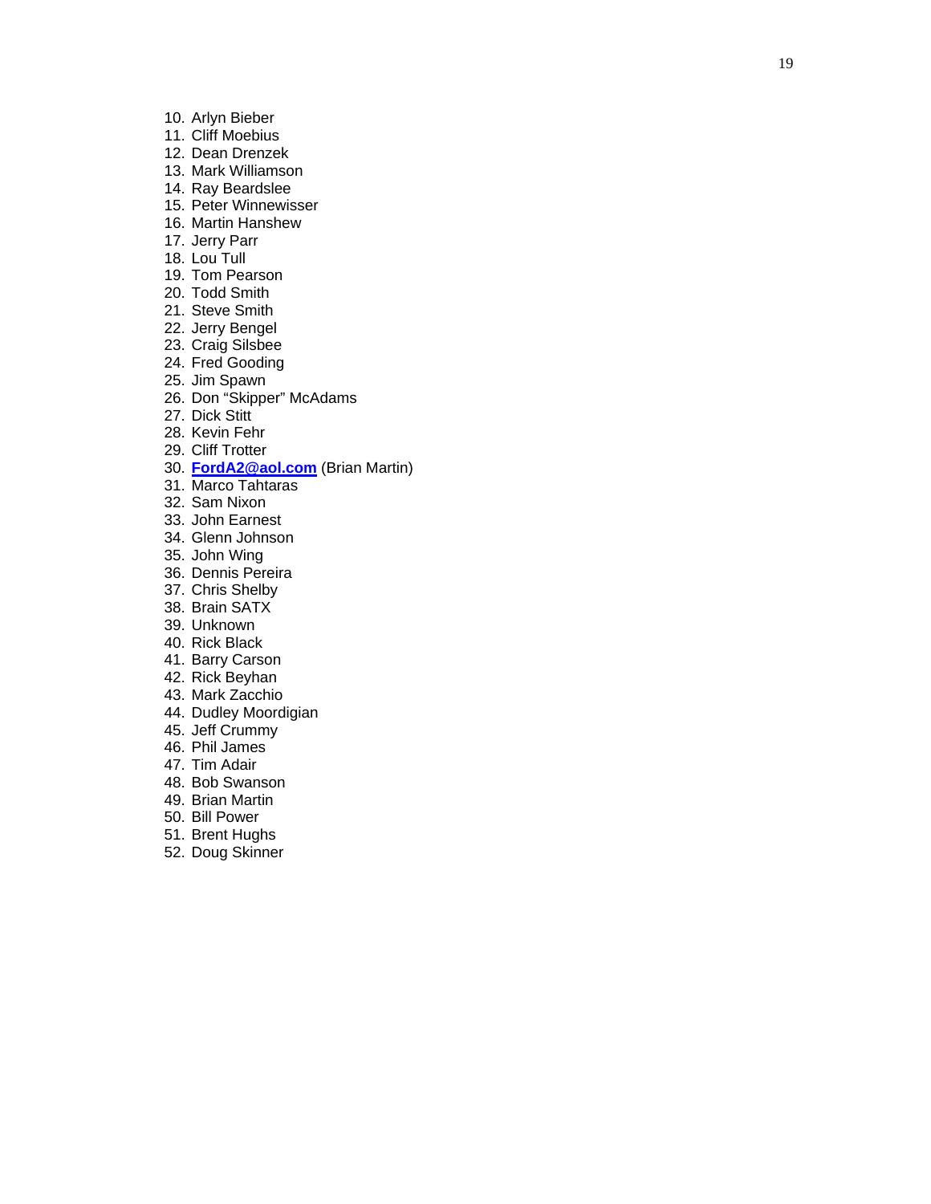10. Arlyn Bieber
11. Cliff Moebius
12. Dean Drenzek
13. Mark Williamson
14. Ray Beardslee
15. Peter Winnewisser
16. Martin Hanshew
17. Jerry Parr
18. Lou Tull
19. Tom Pearson
20. Todd Smith
21. Steve Smith
22. Jerry Bengel
23. Craig Silsbee
24. Fred Gooding
25. Jim Spawn
26. Don “Skipper” McAdams
27. Dick Stitt
28. Kevin Fehr
29. Cliff Trotter
30. **FordA2@aol.com** (Brian Martin)
31. Marco Tahtaras
32. Sam Nixon
33. John Earnest
34. Glenn Johnson
35. John Wing
36. Dennis Pereira
37. Chris Shelby
38. Brain SATX
39. Unknown
40. Rick Black
41. Barry Carson
42. Rick Beyhan
43. Mark Zacchio
44. Dudley Moordigian
45. Jeff Crummy
46. Phil James
47. Tim Adair
48. Bob Swanson
49. Brian Martin
50. Bill Power
51. Brent Hughs
52. Doug Skinner